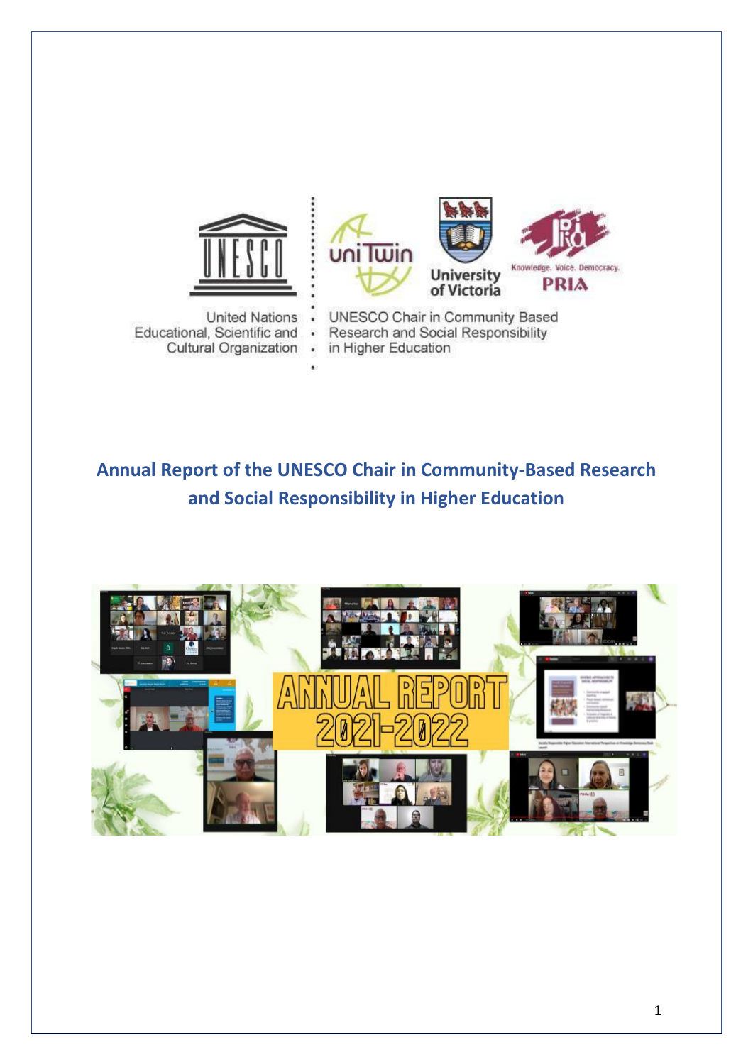United Nations Educational, Scientific and Cultural Organization

UNESCO Chair in Community Based Research and Social Responsibility in Higher Education

# Annual Report of the UNESCO Chair in Community-Based Research and Social Responsibility in Higher Education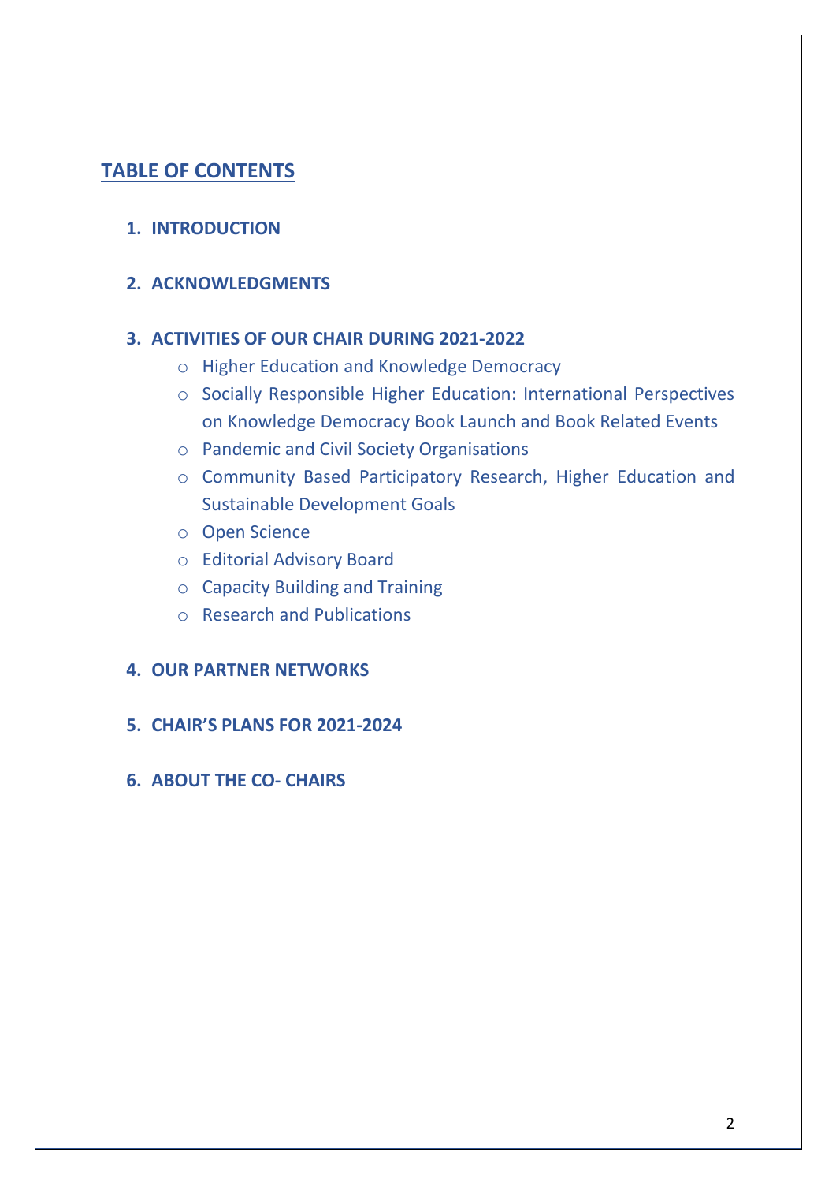## TABLE OF CONTENTS

1. **INTRODUCTION**

2. **ACKNOWLEDGMENTS**

3. **ACTIVITIES OF OUR CHAIR DURING 2021-2022**
   - Higher Education and Knowledge Democracy
   - Socially Responsible Higher Education: International Perspectives on Knowledge Democracy Book Launch and Book Related Events
   - Pandemic and Civil Society Organisations
   - Community Based Participatory Research, Higher Education and Sustainable Development Goals
   - Open Science
   - Editorial Advisory Board
   - Capacity Building and Training
   - Research and Publications

4. **OUR PARTNER NETWORKS**

5. **CHAIR'S PLANS FOR 2021-2024**

6. **ABOUT THE CO- CHAIRS**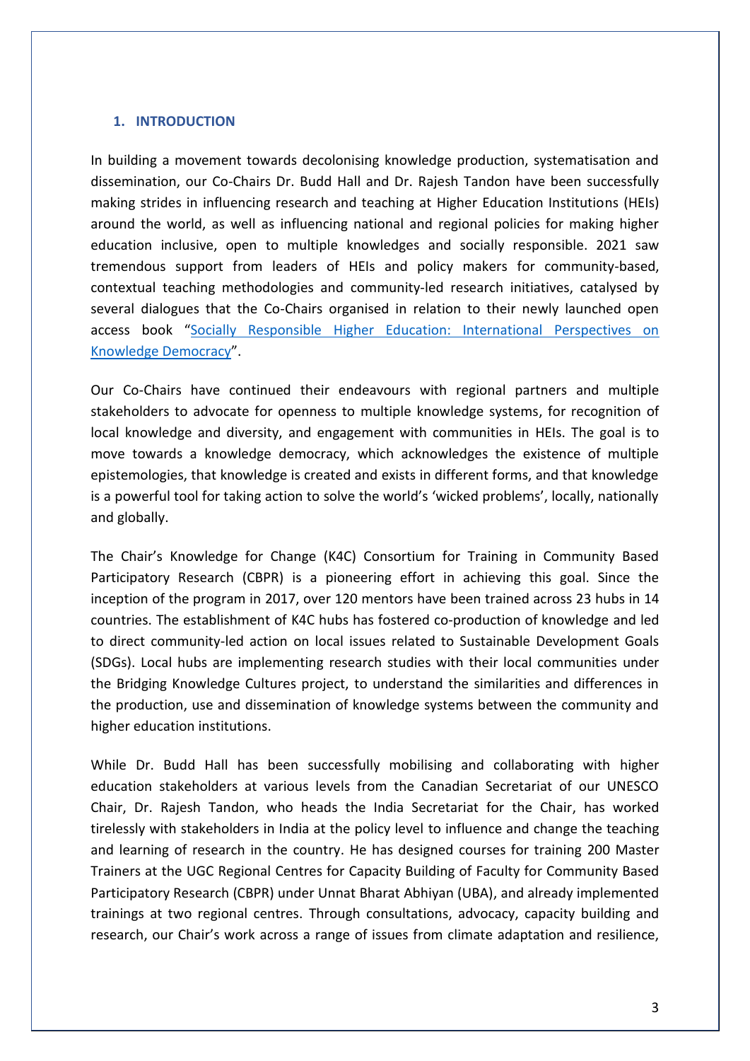## 1. INTRODUCTION

In building a movement towards decolonising knowledge production, systematisation and dissemination, our Co-Chairs Dr. Budd Hall and Dr. Rajesh Tandon have been successfully making strides in influencing research and teaching at Higher Education Institutions (HEIs) around the world, as well as influencing national and regional policies for making higher education inclusive, open to multiple knowledges and socially responsible. 2021 saw tremendous support from leaders of HEIs and policy makers for community-based, contextual teaching methodologies and community-led research initiatives, catalysed by several dialogues that the Co-Chairs organised in relation to their newly launched open access book "Socially Responsible Higher Education: International Perspectives on Knowledge Democracy".

Our Co-Chairs have continued their endeavours with regional partners and multiple stakeholders to advocate for openness to multiple knowledge systems, for recognition of local knowledge and diversity, and engagement with communities in HEIs. The goal is to move towards a knowledge democracy, which acknowledges the existence of multiple epistemologies, that knowledge is created and exists in different forms, and that knowledge is a powerful tool for taking action to solve the world's 'wicked problems', locally, nationally and globally.

The Chair's Knowledge for Change (K4C) Consortium for Training in Community Based Participatory Research (CBPR) is a pioneering effort in achieving this goal. Since the inception of the program in 2017, over 120 mentors have been trained across 23 hubs in 14 countries. The establishment of K4C hubs has fostered co-production of knowledge and led to direct community-led action on local issues related to Sustainable Development Goals (SDGs). Local hubs are implementing research studies with their local communities under the Bridging Knowledge Cultures project, to understand the similarities and differences in the production, use and dissemination of knowledge systems between the community and higher education institutions.

While Dr. Budd Hall has been successfully mobilising and collaborating with higher education stakeholders at various levels from the Canadian Secretariat of our UNESCO Chair, Dr. Rajesh Tandon, who heads the India Secretariat for the Chair, has worked tirelessly with stakeholders in India at the policy level to influence and change the teaching and learning of research in the country. He has designed courses for training 200 Master Trainers at the UGC Regional Centres for Capacity Building of Faculty for Community Based Participatory Research (CBPR) under Unnat Bharat Abhiyan (UBA), and already implemented trainings at two regional centres. Through consultations, advocacy, capacity building and research, our Chair's work across a range of issues from climate adaptation and resilience,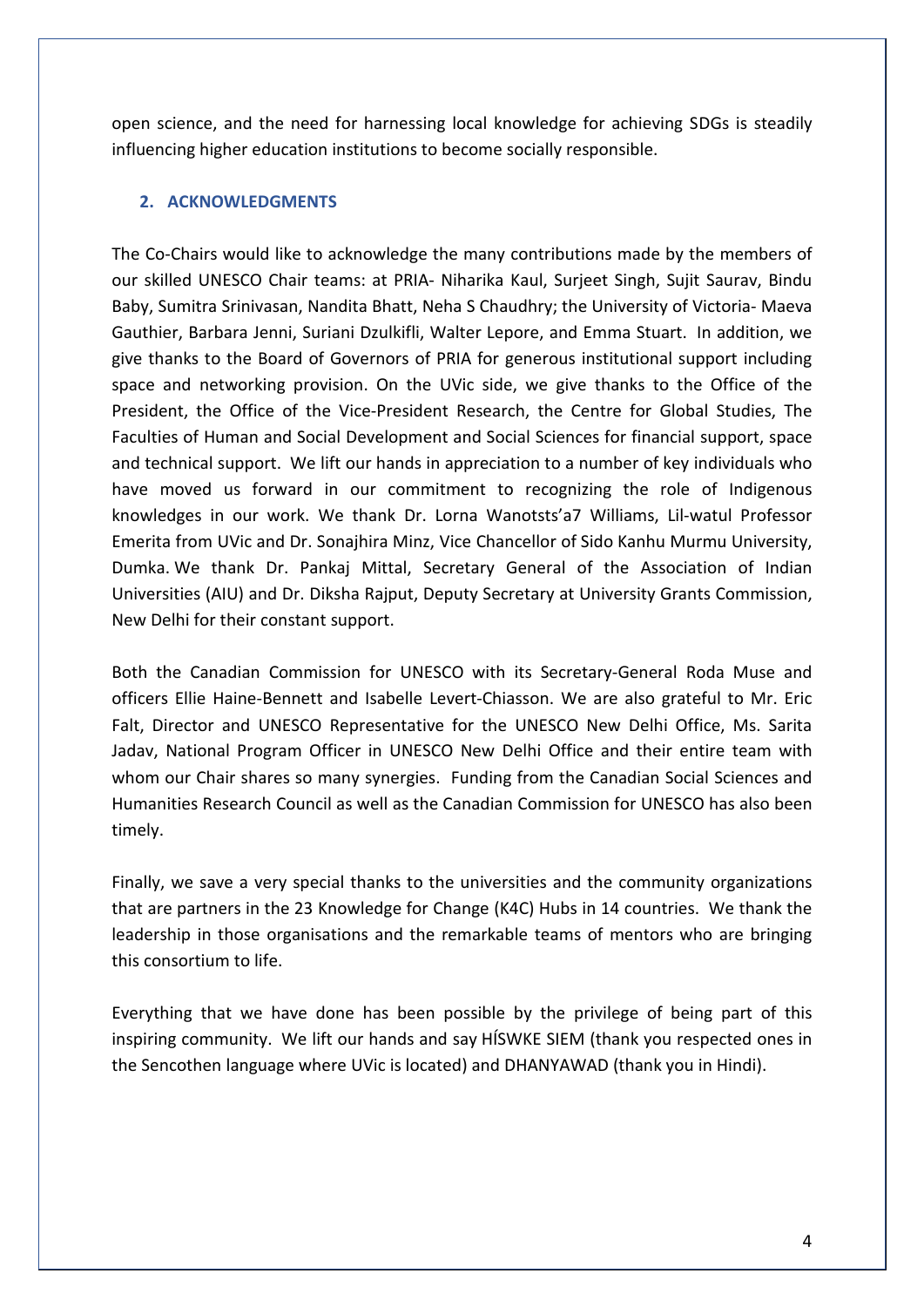open science, and the need for harnessing local knowledge for achieving SDGs is steadily influencing higher education institutions to become socially responsible.

## 2. ACKNOWLEDGMENTS

The Co-Chairs would like to acknowledge the many contributions made by the members of our skilled UNESCO Chair teams: at PRIA- Niharika Kaul, Surjeet Singh, Sujit Saurav, Bindu Baby, Sumitra Srinivasan, Nandita Bhatt, Neha S Chaudhry; the University of Victoria- Maeva Gauthier, Barbara Jenni, Suriani Dzulkifli, Walter Lepore, and Emma Stuart. In addition, we give thanks to the Board of Governors of PRIA for generous institutional support including space and networking provision. On the UVic side, we give thanks to the Office of the President, the Office of the Vice-President Research, the Centre for Global Studies, The Faculties of Human and Social Development and Social Sciences for financial support, space and technical support. We lift our hands in appreciation to a number of key individuals who have moved us forward in our commitment to recognizing the role of Indigenous knowledges in our work. We thank Dr. Lorna Wanotsts'a7 Williams, Lil-watul Professor Emerita from UVic and Dr. Sonajhira Minz, Vice Chancellor of Sido Kanhu Murmu University, Dumka. We thank Dr. Pankaj Mittal, Secretary General of the Association of Indian Universities (AIU) and Dr. Diksha Rajput, Deputy Secretary at University Grants Commission, New Delhi for their constant support.

Both the Canadian Commission for UNESCO with its Secretary-General Roda Muse and officers Ellie Haine-Bennett and Isabelle Levert-Chiasson. We are also grateful to Mr. Eric Falt, Director and UNESCO Representative for the UNESCO New Delhi Office, Ms. Sarita Jadav, National Program Officer in UNESCO New Delhi Office and their entire team with whom our Chair shares so many synergies. Funding from the Canadian Social Sciences and Humanities Research Council as well as the Canadian Commission for UNESCO has also been timely.

Finally, we save a very special thanks to the universities and the community organizations that are partners in the 23 Knowledge for Change (K4C) Hubs in 14 countries. We thank the leadership in those organisations and the remarkable teams of mentors who are bringing this consortium to life.

Everything that we have done has been possible by the privilege of being part of this inspiring community. We lift our hands and say HÍSWKE SIEM (thank you respected ones in the Sencothen language where UVic is located) and DHANYAWAD (thank you in Hindi).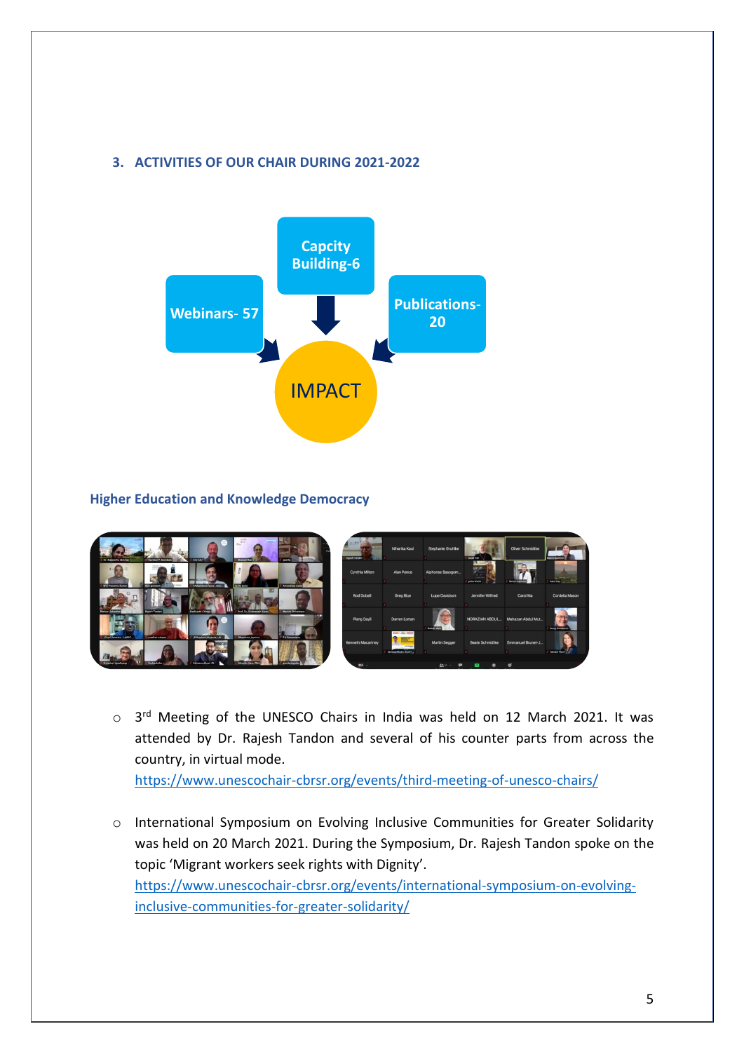## 3. ACTIVITIES OF OUR CHAIR DURING 2021-2022

Capcity Building-6

Webinars- 57

Publications-20

IMPACT

### Higher Education and Knowledge Democracy

- 3rd Meeting of the UNESCO Chairs in India was held on 12 March 2021. It was attended by Dr. Rajesh Tandon and several of his counter parts from across the country, in virtual mode.
  https://www.unescochair-cbrsr.org/events/third-meeting-of-unesco-chairs/

- International Symposium on Evolving Inclusive Communities for Greater Solidarity was held on 20 March 2021. During the Symposium, Dr. Rajesh Tandon spoke on the topic 'Migrant workers seek rights with Dignity'.
  https://www.unescochair-cbrsr.org/events/international-symposium-on-evolving-inclusive-communities-for-greater-solidarity/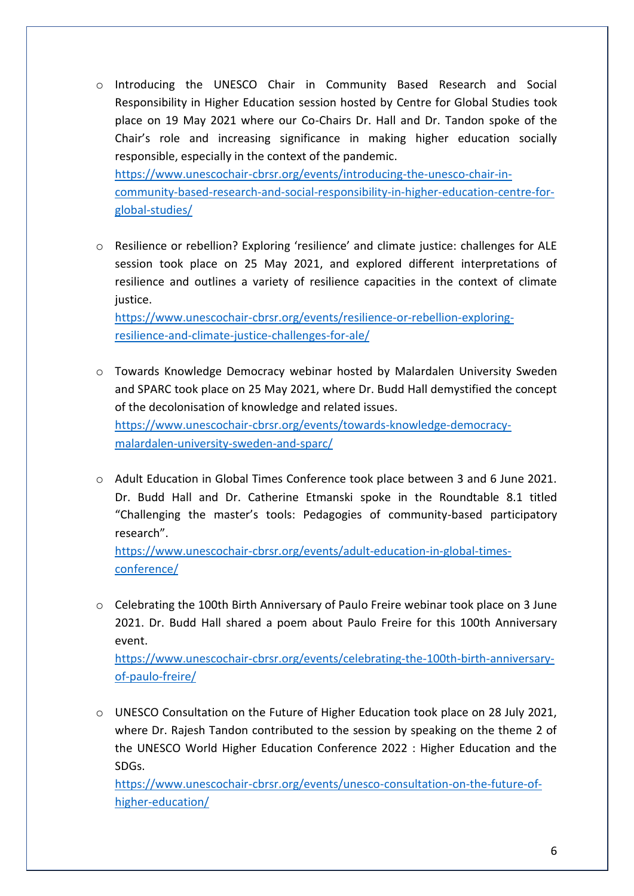- Introducing the UNESCO Chair in Community Based Research and Social Responsibility in Higher Education session hosted by Centre for Global Studies took place on 19 May 2021 where our Co-Chairs Dr. Hall and Dr. Tandon spoke of the Chair's role and increasing significance in making higher education socially responsible, especially in the context of the pandemic.
  https://www.unescochair-cbrsr.org/events/introducing-the-unesco-chair-in-community-based-research-and-social-responsibility-in-higher-education-centre-for-global-studies/

- Resilience or rebellion? Exploring 'resilience' and climate justice: challenges for ALE session took place on 25 May 2021, and explored different interpretations of resilience and outlines a variety of resilience capacities in the context of climate justice.
  https://www.unescochair-cbrsr.org/events/resilience-or-rebellion-exploring-resilience-and-climate-justice-challenges-for-ale/

- Towards Knowledge Democracy webinar hosted by Malardalen University Sweden and SPARC took place on 25 May 2021, where Dr. Budd Hall demystified the concept of the decolonisation of knowledge and related issues.
  https://www.unescochair-cbrsr.org/events/towards-knowledge-democracy-malardalen-university-sweden-and-sparc/

- Adult Education in Global Times Conference took place between 3 and 6 June 2021. Dr. Budd Hall and Dr. Catherine Etmanski spoke in the Roundtable 8.1 titled "Challenging the master's tools: Pedagogies of community-based participatory research".
  https://www.unescochair-cbrsr.org/events/adult-education-in-global-times-conference/

- Celebrating the 100th Birth Anniversary of Paulo Freire webinar took place on 3 June 2021. Dr. Budd Hall shared a poem about Paulo Freire for this 100th Anniversary event.
  https://www.unescochair-cbrsr.org/events/celebrating-the-100th-birth-anniversary-of-paulo-freire/

- UNESCO Consultation on the Future of Higher Education took place on 28 July 2021, where Dr. Rajesh Tandon contributed to the session by speaking on the theme 2 of the UNESCO World Higher Education Conference 2022 : Higher Education and the SDGs.
  https://www.unescochair-cbrsr.org/events/unesco-consultation-on-the-future-of-higher-education/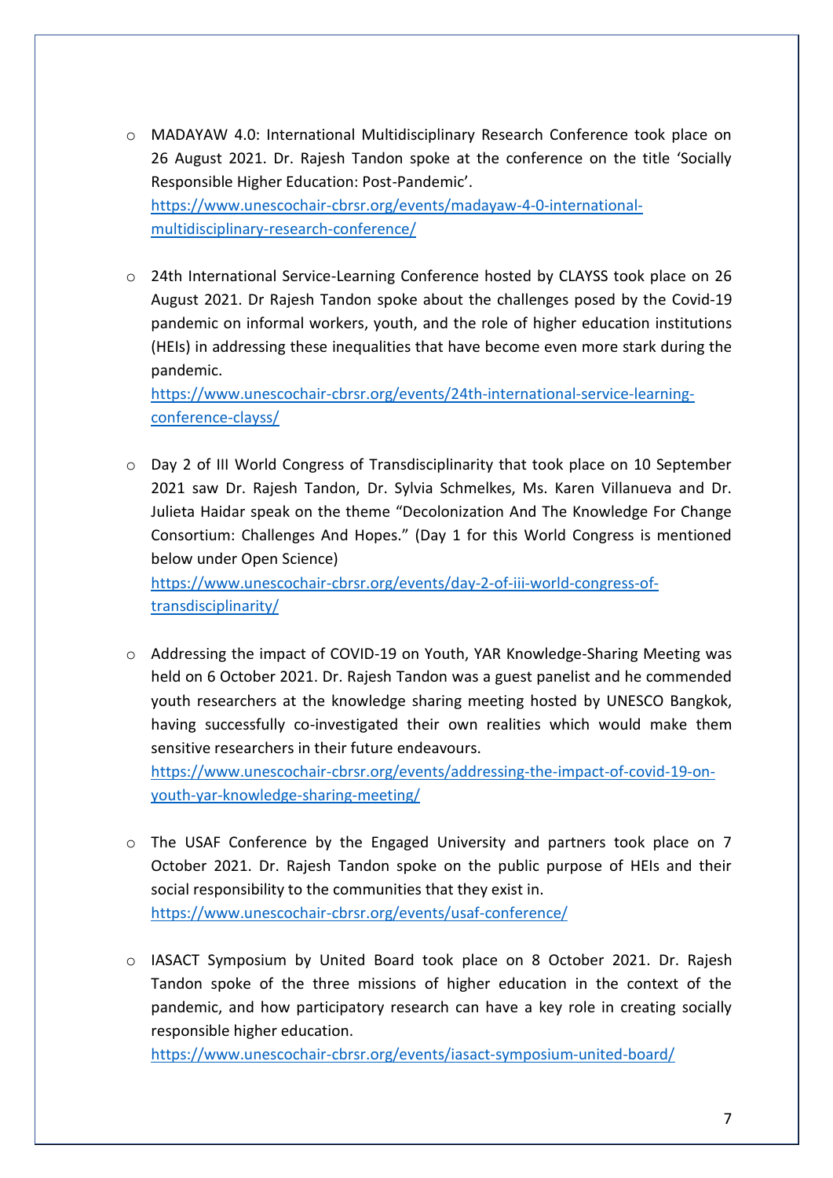- MADAYAW 4.0: International Multidisciplinary Research Conference took place on 26 August 2021. Dr. Rajesh Tandon spoke at the conference on the title 'Socially Responsible Higher Education: Post-Pandemic'.
  https://www.unescochair-cbrsr.org/events/madayaw-4-0-international-multidisciplinary-research-conference/

- 24th International Service-Learning Conference hosted by CLAYSS took place on 26 August 2021. Dr Rajesh Tandon spoke about the challenges posed by the Covid-19 pandemic on informal workers, youth, and the role of higher education institutions (HEIs) in addressing these inequalities that have become even more stark during the pandemic.
  https://www.unescochair-cbrsr.org/events/24th-international-service-learning-conference-clayss/

- Day 2 of III World Congress of Transdisciplinarity that took place on 10 September 2021 saw Dr. Rajesh Tandon, Dr. Sylvia Schmelkes, Ms. Karen Villanueva and Dr. Julieta Haidar speak on the theme "Decolonization And The Knowledge For Change Consortium: Challenges And Hopes." (Day 1 for this World Congress is mentioned below under Open Science)
  https://www.unescochair-cbrsr.org/events/day-2-of-iii-world-congress-of-transdisciplinarity/

- Addressing the impact of COVID-19 on Youth, YAR Knowledge-Sharing Meeting was held on 6 October 2021. Dr. Rajesh Tandon was a guest panelist and he commended youth researchers at the knowledge sharing meeting hosted by UNESCO Bangkok, having successfully co-investigated their own realities which would make them sensitive researchers in their future endeavours.
  https://www.unescochair-cbrsr.org/events/addressing-the-impact-of-covid-19-on-youth-yar-knowledge-sharing-meeting/

- The USAF Conference by the Engaged University and partners took place on 7 October 2021. Dr. Rajesh Tandon spoke on the public purpose of HEIs and their social responsibility to the communities that they exist in.
  https://www.unescochair-cbrsr.org/events/usaf-conference/

- IASACT Symposium by United Board took place on 8 October 2021. Dr. Rajesh Tandon spoke of the three missions of higher education in the context of the pandemic, and how participatory research can have a key role in creating socially responsible higher education.
  https://www.unescochair-cbrsr.org/events/iasact-symposium-united-board/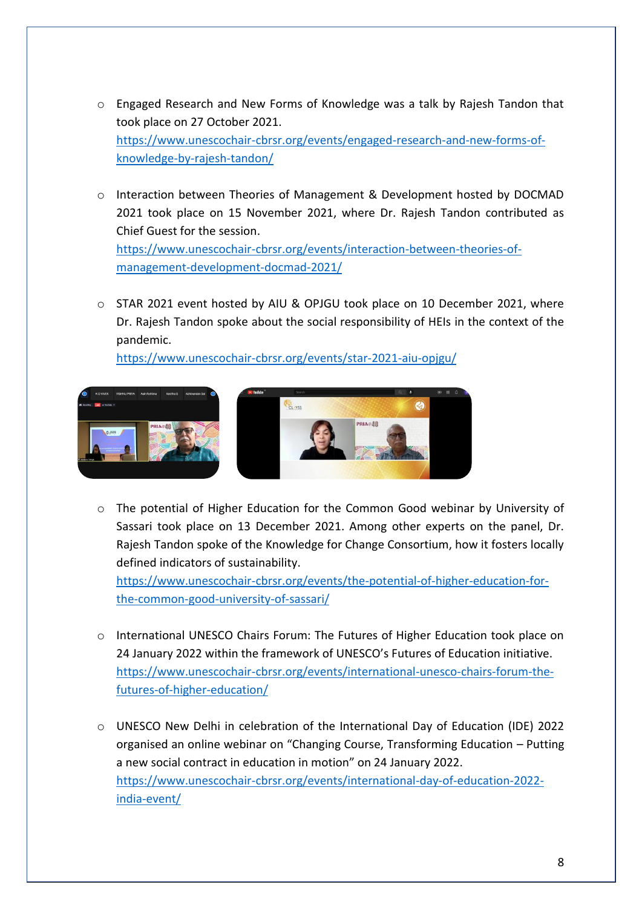- Engaged Research and New Forms of Knowledge was a talk by Rajesh Tandon that took place on 27 October 2021.
  https://www.unescochair-cbrsr.org/events/engaged-research-and-new-forms-of-knowledge-by-rajesh-tandon/

- Interaction between Theories of Management & Development hosted by DOCMAD 2021 took place on 15 November 2021, where Dr. Rajesh Tandon contributed as Chief Guest for the session.
  https://www.unescochair-cbrsr.org/events/interaction-between-theories-of-management-development-docmad-2021/

- STAR 2021 event hosted by AIU & OPJGU took place on 10 December 2021, where Dr. Rajesh Tandon spoke about the social responsibility of HEIs in the context of the pandemic.
  https://www.unescochair-cbrsr.org/events/star-2021-aiu-opjgu/

- The potential of Higher Education for the Common Good webinar by University of Sassari took place on 13 December 2021. Among other experts on the panel, Dr. Rajesh Tandon spoke of the Knowledge for Change Consortium, how it fosters locally defined indicators of sustainability.
  https://www.unescochair-cbrsr.org/events/the-potential-of-higher-education-for-the-common-good-university-of-sassari/

- International UNESCO Chairs Forum: The Futures of Higher Education took place on 24 January 2022 within the framework of UNESCO's Futures of Education initiative.
  https://www.unescochair-cbrsr.org/events/international-unesco-chairs-forum-the-futures-of-higher-education/

- UNESCO New Delhi in celebration of the International Day of Education (IDE) 2022 organised an online webinar on "Changing Course, Transforming Education – Putting a new social contract in education in motion" on 24 January 2022.
  https://www.unescochair-cbrsr.org/events/international-day-of-education-2022-india-event/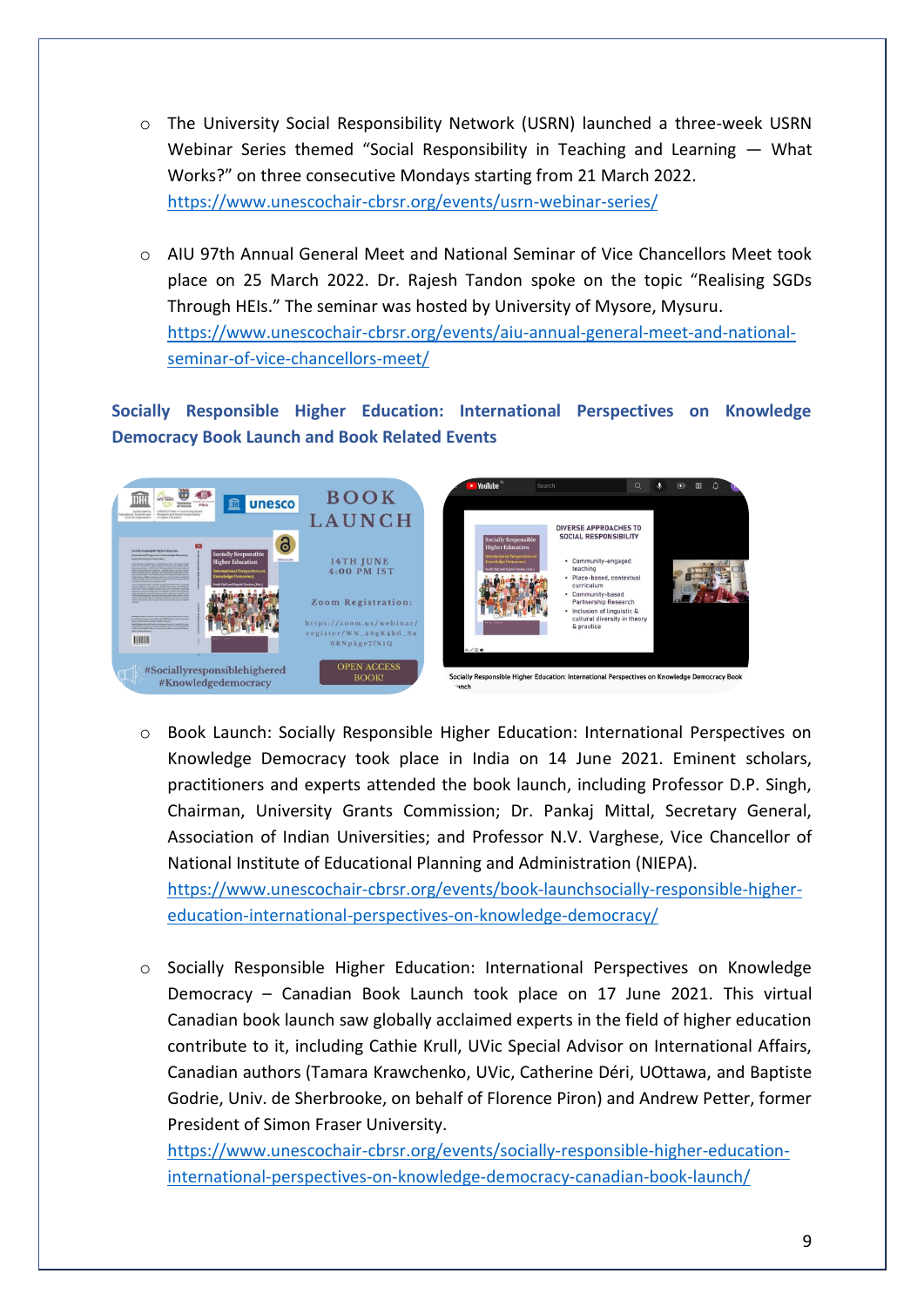- The University Social Responsibility Network (USRN) launched a three-week USRN Webinar Series themed "Social Responsibility in Teaching and Learning — What Works?" on three consecutive Mondays starting from 21 March 2022. https://www.unescochair-cbrsr.org/events/usrn-webinar-series/

- AIU 97th Annual General Meet and National Seminar of Vice Chancellors Meet took place on 25 March 2022. Dr. Rajesh Tandon spoke on the topic "Realising SGDs Through HEIs." The seminar was hosted by University of Mysore, Mysuru. https://www.unescochair-cbrsr.org/events/aiu-annual-general-meet-and-national-seminar-of-vice-chancellors-meet/

**Socially Responsible Higher Education: International Perspectives on Knowledge Democracy Book Launch and Book Related Events**

- Book Launch: Socially Responsible Higher Education: International Perspectives on Knowledge Democracy took place in India on 14 June 2021. Eminent scholars, practitioners and experts attended the book launch, including Professor D.P. Singh, Chairman, University Grants Commission; Dr. Pankaj Mittal, Secretary General, Association of Indian Universities; and Professor N.V. Varghese, Vice Chancellor of National Institute of Educational Planning and Administration (NIEPA). https://www.unescochair-cbrsr.org/events/book-launchsocially-responsible-higher-education-international-perspectives-on-knowledge-democracy/

- Socially Responsible Higher Education: International Perspectives on Knowledge Democracy – Canadian Book Launch took place on 17 June 2021. This virtual Canadian book launch saw globally acclaimed experts in the field of higher education contribute to it, including Cathie Krull, UVic Special Advisor on International Affairs, Canadian authors (Tamara Krawchenko, UVic, Catherine Déri, UOttawa, and Baptiste Godrie, Univ. de Sherbrooke, on behalf of Florence Piron) and Andrew Petter, former President of Simon Fraser University. https://www.unescochair-cbrsr.org/events/socially-responsible-higher-education-international-perspectives-on-knowledge-democracy-canadian-book-launch/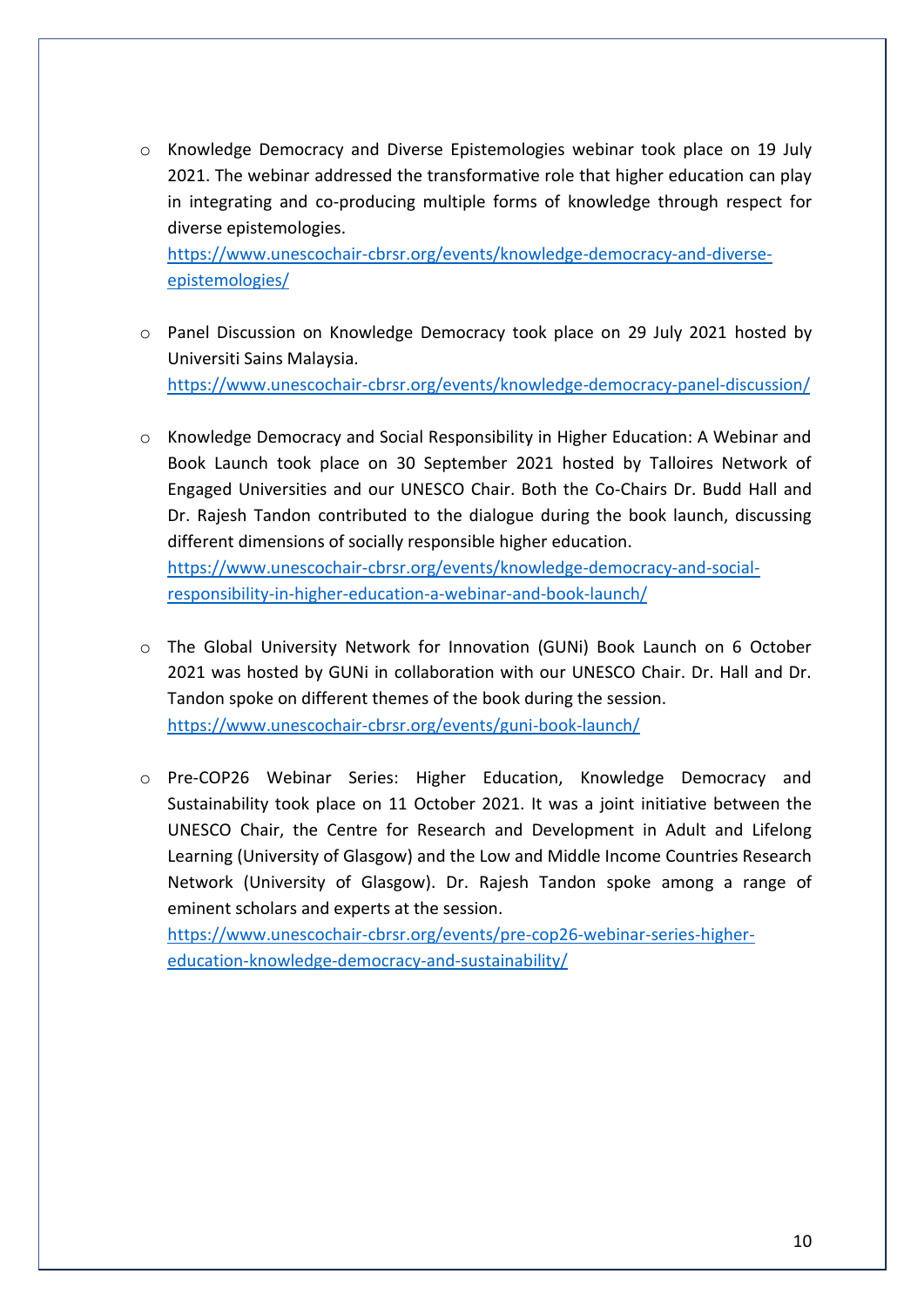- Knowledge Democracy and Diverse Epistemologies webinar took place on 19 July 2021. The webinar addressed the transformative role that higher education can play in integrating and co-producing multiple forms of knowledge through respect for diverse epistemologies.
  https://www.unescochair-cbrsr.org/events/knowledge-democracy-and-diverse-epistemologies/

- Panel Discussion on Knowledge Democracy took place on 29 July 2021 hosted by Universiti Sains Malaysia.
  https://www.unescochair-cbrsr.org/events/knowledge-democracy-panel-discussion/

- Knowledge Democracy and Social Responsibility in Higher Education: A Webinar and Book Launch took place on 30 September 2021 hosted by Talloires Network of Engaged Universities and our UNESCO Chair. Both the Co-Chairs Dr. Budd Hall and Dr. Rajesh Tandon contributed to the dialogue during the book launch, discussing different dimensions of socially responsible higher education.
  https://www.unescochair-cbrsr.org/events/knowledge-democracy-and-social-responsibility-in-higher-education-a-webinar-and-book-launch/

- The Global University Network for Innovation (GUNi) Book Launch on 6 October 2021 was hosted by GUNi in collaboration with our UNESCO Chair. Dr. Hall and Dr. Tandon spoke on different themes of the book during the session.
  https://www.unescochair-cbrsr.org/events/guni-book-launch/

- Pre-COP26 Webinar Series: Higher Education, Knowledge Democracy and Sustainability took place on 11 October 2021. It was a joint initiative between the UNESCO Chair, the Centre for Research and Development in Adult and Lifelong Learning (University of Glasgow) and the Low and Middle Income Countries Research Network (University of Glasgow). Dr. Rajesh Tandon spoke among a range of eminent scholars and experts at the session.
  https://www.unescochair-cbrsr.org/events/pre-cop26-webinar-series-higher-education-knowledge-democracy-and-sustainability/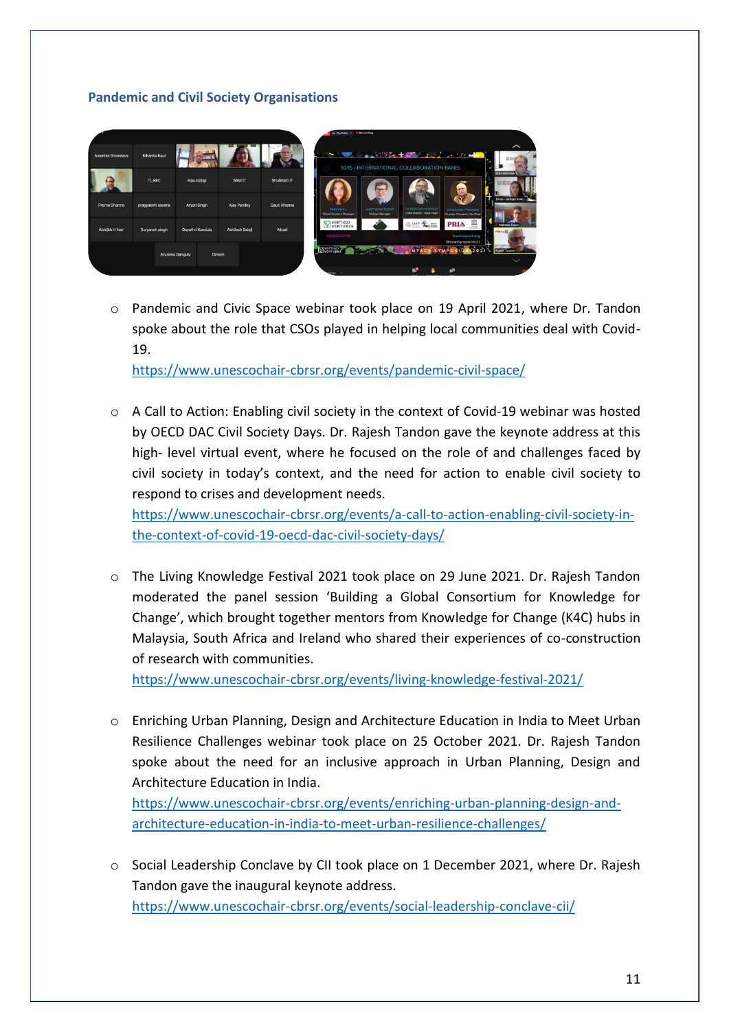### Pandemic and Civil Society Organisations

- Pandemic and Civic Space webinar took place on 19 April 2021, where Dr. Tandon spoke about the role that CSOs played in helping local communities deal with Covid-19.
  https://www.unescochair-cbrsr.org/events/pandemic-civil-space/

- A Call to Action: Enabling civil society in the context of Covid-19 webinar was hosted by OECD DAC Civil Society Days. Dr. Rajesh Tandon gave the keynote address at this high- level virtual event, where he focused on the role of and challenges faced by civil society in today's context, and the need for action to enable civil society to respond to crises and development needs.
  https://www.unescochair-cbrsr.org/events/a-call-to-action-enabling-civil-society-in-the-context-of-covid-19-oecd-dac-civil-society-days/

- The Living Knowledge Festival 2021 took place on 29 June 2021. Dr. Rajesh Tandon moderated the panel session 'Building a Global Consortium for Knowledge for Change', which brought together mentors from Knowledge for Change (K4C) hubs in Malaysia, South Africa and Ireland who shared their experiences of co-construction of research with communities.
  https://www.unescochair-cbrsr.org/events/living-knowledge-festival-2021/

- Enriching Urban Planning, Design and Architecture Education in India to Meet Urban Resilience Challenges webinar took place on 25 October 2021. Dr. Rajesh Tandon spoke about the need for an inclusive approach in Urban Planning, Design and Architecture Education in India.
  https://www.unescochair-cbrsr.org/events/enriching-urban-planning-design-and-architecture-education-in-india-to-meet-urban-resilience-challenges/

- Social Leadership Conclave by CII took place on 1 December 2021, where Dr. Rajesh Tandon gave the inaugural keynote address.
  https://www.unescochair-cbrsr.org/events/social-leadership-conclave-cii/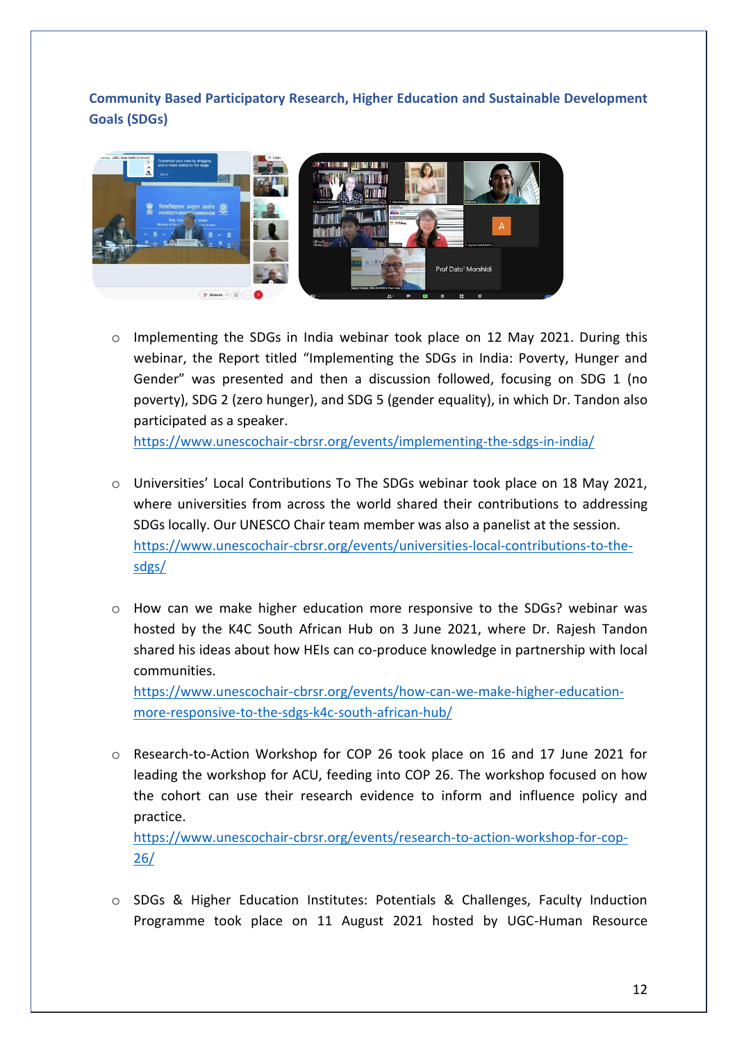### Community Based Participatory Research, Higher Education and Sustainable Development Goals (SDGs)

- Implementing the SDGs in India webinar took place on 12 May 2021. During this webinar, the Report titled "Implementing the SDGs in India: Poverty, Hunger and Gender" was presented and then a discussion followed, focusing on SDG 1 (no poverty), SDG 2 (zero hunger), and SDG 5 (gender equality), in which Dr. Tandon also participated as a speaker.
  https://www.unescochair-cbrsr.org/events/implementing-the-sdgs-in-india/

- Universities' Local Contributions To The SDGs webinar took place on 18 May 2021, where universities from across the world shared their contributions to addressing SDGs locally. Our UNESCO Chair team member was also a panelist at the session.
  https://www.unescochair-cbrsr.org/events/universities-local-contributions-to-the-sdgs/

- How can we make higher education more responsive to the SDGs? webinar was hosted by the K4C South African Hub on 3 June 2021, where Dr. Rajesh Tandon shared his ideas about how HEIs can co-produce knowledge in partnership with local communities.
  https://www.unescochair-cbrsr.org/events/how-can-we-make-higher-education-more-responsive-to-the-sdgs-k4c-south-african-hub/

- Research-to-Action Workshop for COP 26 took place on 16 and 17 June 2021 for leading the workshop for ACU, feeding into COP 26. The workshop focused on how the cohort can use their research evidence to inform and influence policy and practice.
  https://www.unescochair-cbrsr.org/events/research-to-action-workshop-for-cop-26/

- SDGs & Higher Education Institutes: Potentials & Challenges, Faculty Induction Programme took place on 11 August 2021 hosted by UGC-Human Resource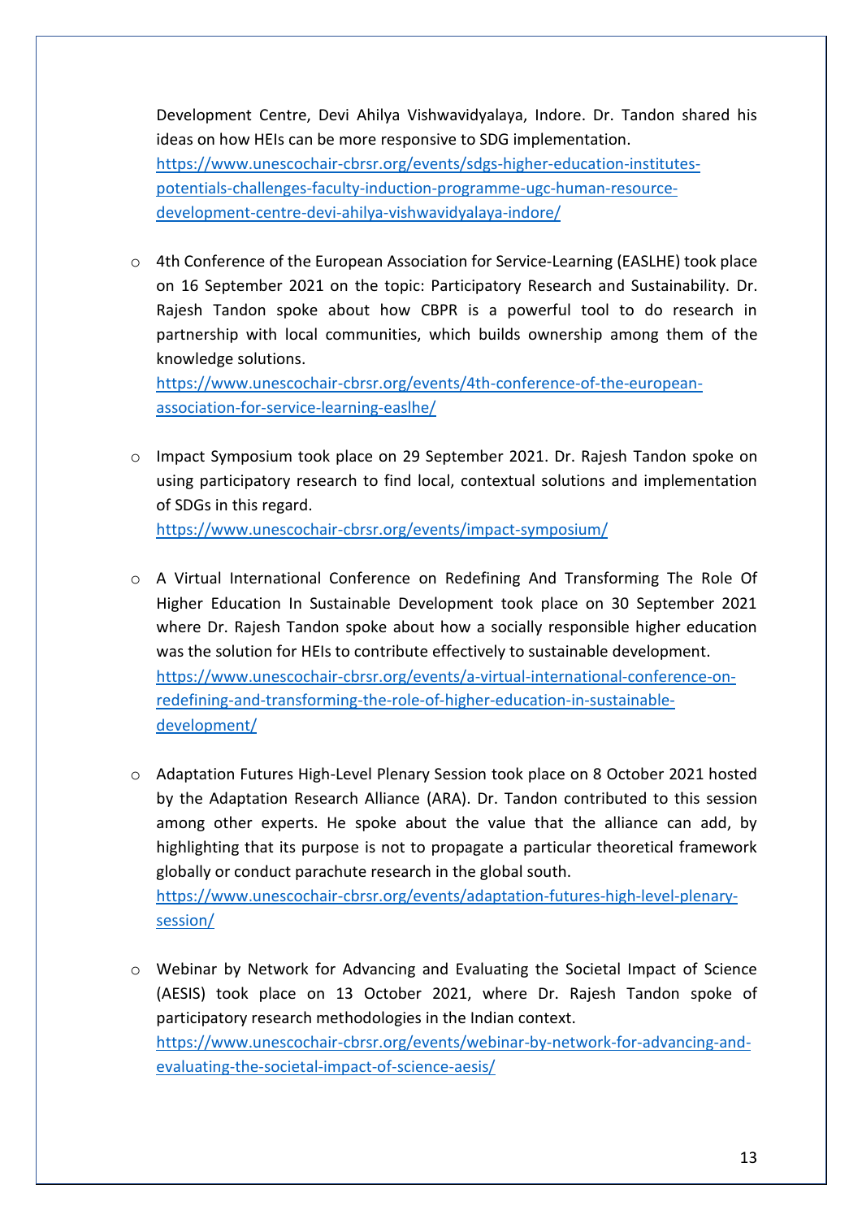Development Centre, Devi Ahilya Vishwavidyalaya, Indore. Dr. Tandon shared his ideas on how HEIs can be more responsive to SDG implementation.
https://www.unescochair-cbrsr.org/events/sdgs-higher-education-institutes-potentials-challenges-faculty-induction-programme-ugc-human-resource-development-centre-devi-ahilya-vishwavidyalaya-indore/

- 4th Conference of the European Association for Service-Learning (EASLHE) took place on 16 September 2021 on the topic: Participatory Research and Sustainability. Dr. Rajesh Tandon spoke about how CBPR is a powerful tool to do research in partnership with local communities, which builds ownership among them of the knowledge solutions.
  https://www.unescochair-cbrsr.org/events/4th-conference-of-the-european-association-for-service-learning-easlhe/

- Impact Symposium took place on 29 September 2021. Dr. Rajesh Tandon spoke on using participatory research to find local, contextual solutions and implementation of SDGs in this regard.
  https://www.unescochair-cbrsr.org/events/impact-symposium/

- A Virtual International Conference on Redefining And Transforming The Role Of Higher Education In Sustainable Development took place on 30 September 2021 where Dr. Rajesh Tandon spoke about how a socially responsible higher education was the solution for HEIs to contribute effectively to sustainable development.
  https://www.unescochair-cbrsr.org/events/a-virtual-international-conference-on-redefining-and-transforming-the-role-of-higher-education-in-sustainable-development/

- Adaptation Futures High-Level Plenary Session took place on 8 October 2021 hosted by the Adaptation Research Alliance (ARA). Dr. Tandon contributed to this session among other experts. He spoke about the value that the alliance can add, by highlighting that its purpose is not to propagate a particular theoretical framework globally or conduct parachute research in the global south.
  https://www.unescochair-cbrsr.org/events/adaptation-futures-high-level-plenary-session/

- Webinar by Network for Advancing and Evaluating the Societal Impact of Science (AESIS) took place on 13 October 2021, where Dr. Rajesh Tandon spoke of participatory research methodologies in the Indian context.
  https://www.unescochair-cbrsr.org/events/webinar-by-network-for-advancing-and-evaluating-the-societal-impact-of-science-aesis/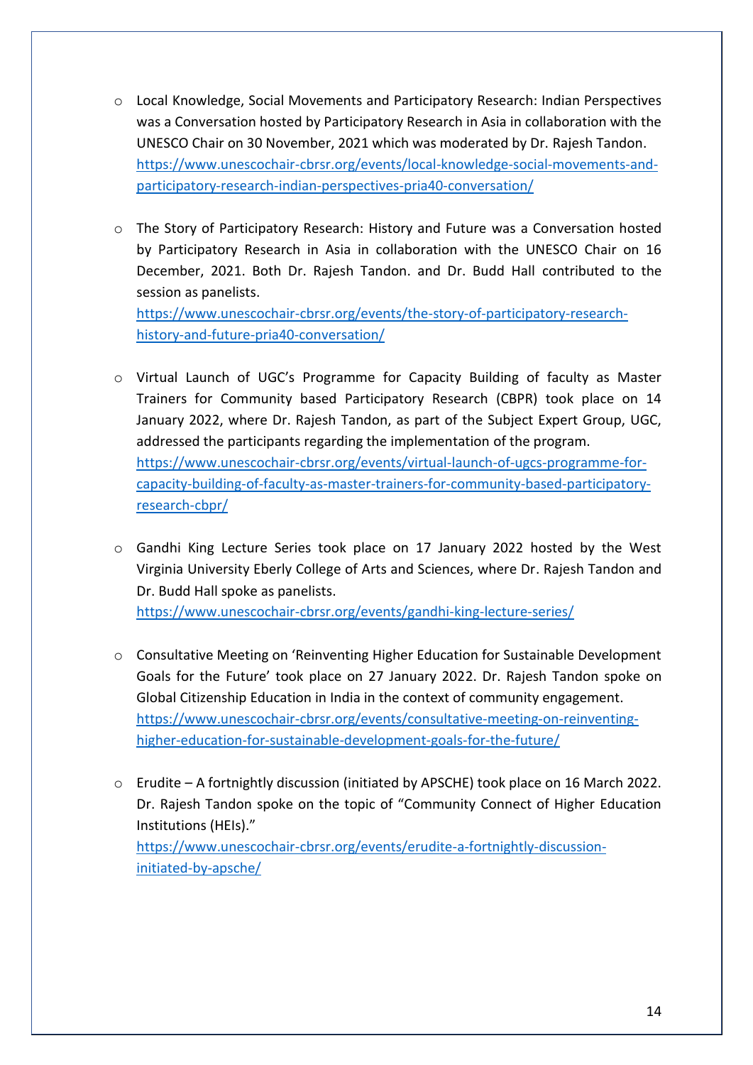- Local Knowledge, Social Movements and Participatory Research: Indian Perspectives was a Conversation hosted by Participatory Research in Asia in collaboration with the UNESCO Chair on 30 November, 2021 which was moderated by Dr. Rajesh Tandon.
  https://www.unescochair-cbrsr.org/events/local-knowledge-social-movements-and-participatory-research-indian-perspectives-pria40-conversation/

- The Story of Participatory Research: History and Future was a Conversation hosted by Participatory Research in Asia in collaboration with the UNESCO Chair on 16 December, 2021. Both Dr. Rajesh Tandon. and Dr. Budd Hall contributed to the session as panelists.
  https://www.unescochair-cbrsr.org/events/the-story-of-participatory-research-history-and-future-pria40-conversation/

- Virtual Launch of UGC's Programme for Capacity Building of faculty as Master Trainers for Community based Participatory Research (CBPR) took place on 14 January 2022, where Dr. Rajesh Tandon, as part of the Subject Expert Group, UGC, addressed the participants regarding the implementation of the program.
  https://www.unescochair-cbrsr.org/events/virtual-launch-of-ugcs-programme-for-capacity-building-of-faculty-as-master-trainers-for-community-based-participatory-research-cbpr/

- Gandhi King Lecture Series took place on 17 January 2022 hosted by the West Virginia University Eberly College of Arts and Sciences, where Dr. Rajesh Tandon and Dr. Budd Hall spoke as panelists.
  https://www.unescochair-cbrsr.org/events/gandhi-king-lecture-series/

- Consultative Meeting on 'Reinventing Higher Education for Sustainable Development Goals for the Future' took place on 27 January 2022. Dr. Rajesh Tandon spoke on Global Citizenship Education in India in the context of community engagement.
  https://www.unescochair-cbrsr.org/events/consultative-meeting-on-reinventing-higher-education-for-sustainable-development-goals-for-the-future/

- Erudite – A fortnightly discussion (initiated by APSCHE) took place on 16 March 2022. Dr. Rajesh Tandon spoke on the topic of "Community Connect of Higher Education Institutions (HEIs)."
  https://www.unescochair-cbrsr.org/events/erudite-a-fortnightly-discussion-initiated-by-apsche/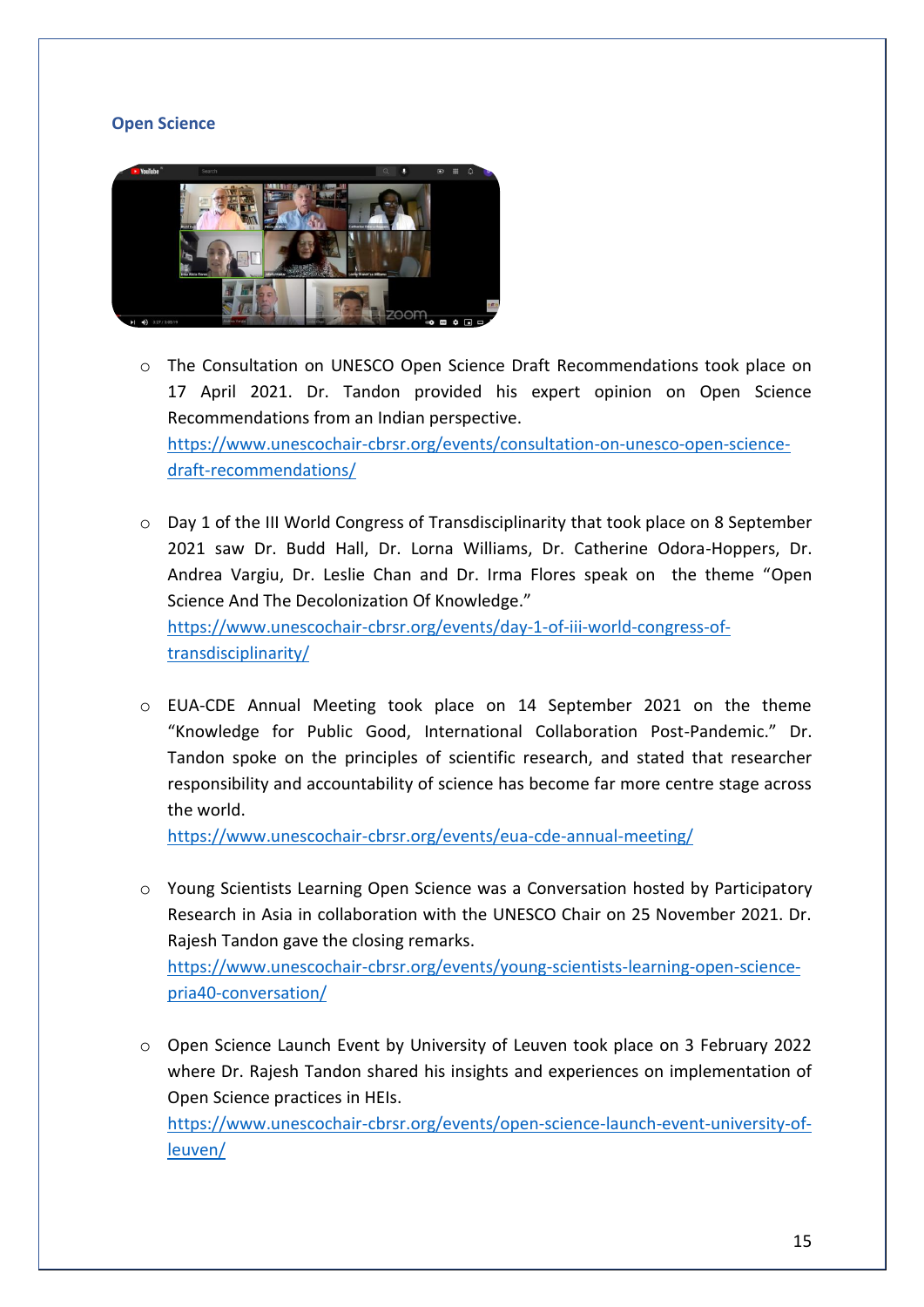## Open Science

- The Consultation on UNESCO Open Science Draft Recommendations took place on 17 April 2021. Dr. Tandon provided his expert opinion on Open Science Recommendations from an Indian perspective.
  https://www.unescochair-cbrsr.org/events/consultation-on-unesco-open-science-draft-recommendations/

- Day 1 of the III World Congress of Transdisciplinarity that took place on 8 September 2021 saw Dr. Budd Hall, Dr. Lorna Williams, Dr. Catherine Odora-Hoppers, Dr. Andrea Vargiu, Dr. Leslie Chan and Dr. Irma Flores speak on the theme "Open Science And The Decolonization Of Knowledge."
  https://www.unescochair-cbrsr.org/events/day-1-of-iii-world-congress-of-transdisciplinarity/

- EUA-CDE Annual Meeting took place on 14 September 2021 on the theme "Knowledge for Public Good, International Collaboration Post-Pandemic." Dr. Tandon spoke on the principles of scientific research, and stated that researcher responsibility and accountability of science has become far more centre stage across the world.
  https://www.unescochair-cbrsr.org/events/eua-cde-annual-meeting/

- Young Scientists Learning Open Science was a Conversation hosted by Participatory Research in Asia in collaboration with the UNESCO Chair on 25 November 2021. Dr. Rajesh Tandon gave the closing remarks.
  https://www.unescochair-cbrsr.org/events/young-scientists-learning-open-science-pria40-conversation/

- Open Science Launch Event by University of Leuven took place on 3 February 2022 where Dr. Rajesh Tandon shared his insights and experiences on implementation of Open Science practices in HEIs.
  https://www.unescochair-cbrsr.org/events/open-science-launch-event-university-of-leuven/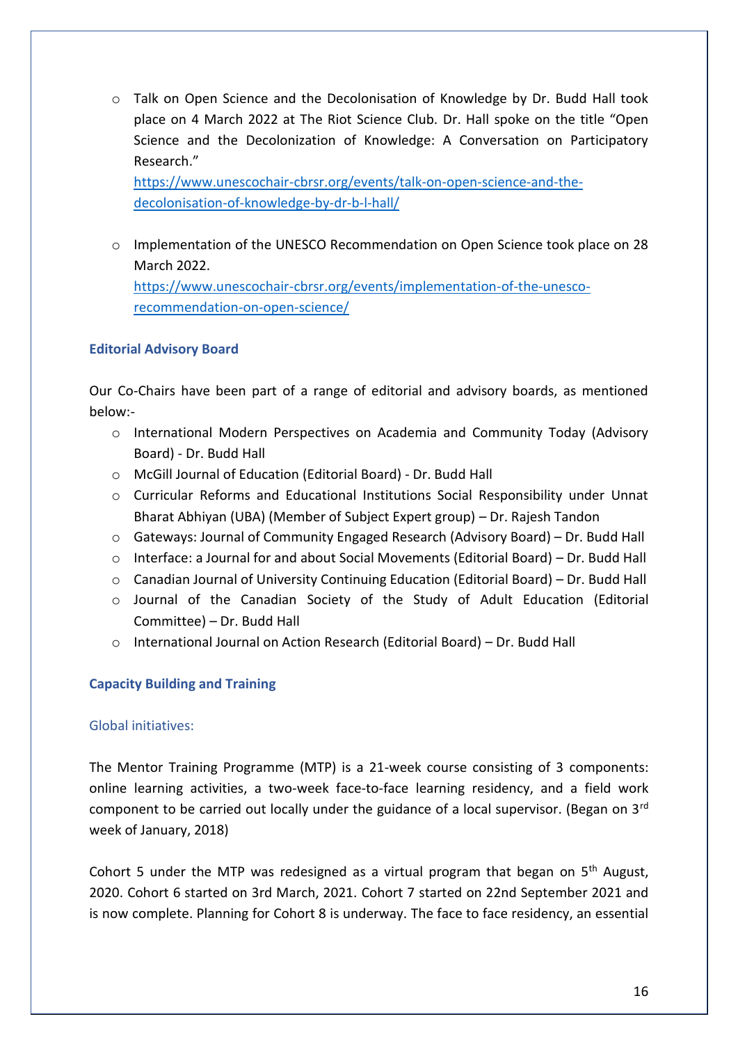- Talk on Open Science and the Decolonisation of Knowledge by Dr. Budd Hall took place on 4 March 2022 at The Riot Science Club. Dr. Hall spoke on the title "Open Science and the Decolonization of Knowledge: A Conversation on Participatory Research."
  https://www.unescochair-cbrsr.org/events/talk-on-open-science-and-the-decolonisation-of-knowledge-by-dr-b-l-hall/

- Implementation of the UNESCO Recommendation on Open Science took place on 28 March 2022.
  https://www.unescochair-cbrsr.org/events/implementation-of-the-unesco-recommendation-on-open-science/

### Editorial Advisory Board

Our Co-Chairs have been part of a range of editorial and advisory boards, as mentioned below:-

- International Modern Perspectives on Academia and Community Today (Advisory Board) - Dr. Budd Hall
- McGill Journal of Education (Editorial Board) - Dr. Budd Hall
- Curricular Reforms and Educational Institutions Social Responsibility under Unnat Bharat Abhiyan (UBA) (Member of Subject Expert group) – Dr. Rajesh Tandon
- Gateways: Journal of Community Engaged Research (Advisory Board) – Dr. Budd Hall
- Interface: a Journal for and about Social Movements (Editorial Board) – Dr. Budd Hall
- Canadian Journal of University Continuing Education (Editorial Board) – Dr. Budd Hall
- Journal of the Canadian Society of the Study of Adult Education (Editorial Committee) – Dr. Budd Hall
- International Journal on Action Research (Editorial Board) – Dr. Budd Hall

### Capacity Building and Training

#### Global initiatives:

The Mentor Training Programme (MTP) is a 21-week course consisting of 3 components: online learning activities, a two-week face-to-face learning residency, and a field work component to be carried out locally under the guidance of a local supervisor. (Began on 3rd week of January, 2018)

Cohort 5 under the MTP was redesigned as a virtual program that began on 5th August, 2020. Cohort 6 started on 3rd March, 2021. Cohort 7 started on 22nd September 2021 and is now complete. Planning for Cohort 8 is underway. The face to face residency, an essential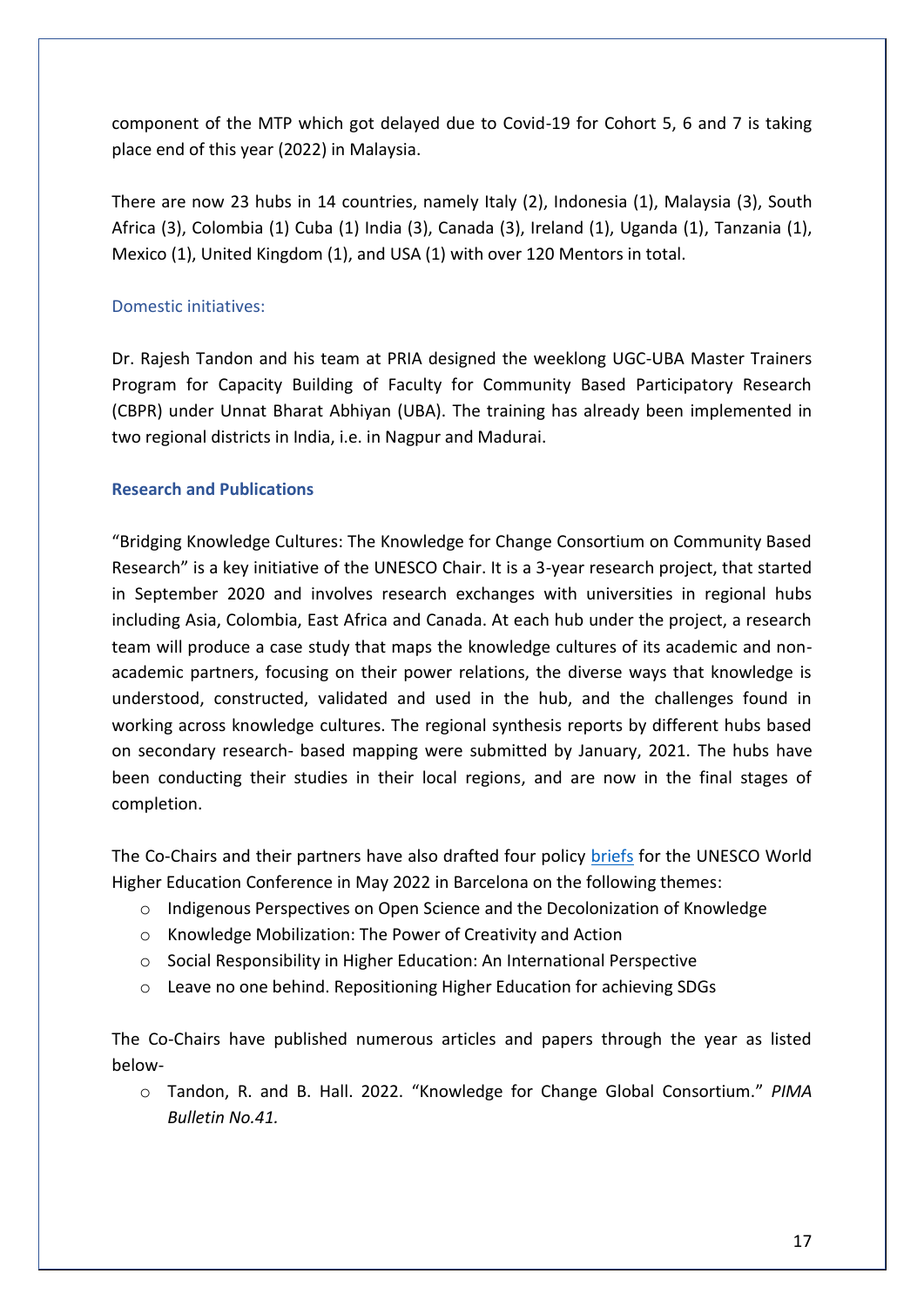component of the MTP which got delayed due to Covid-19 for Cohort 5, 6 and 7 is taking place end of this year (2022) in Malaysia.

There are now 23 hubs in 14 countries, namely Italy (2), Indonesia (1), Malaysia (3), South Africa (3), Colombia (1) Cuba (1) India (3), Canada (3), Ireland (1), Uganda (1), Tanzania (1), Mexico (1), United Kingdom (1), and USA (1) with over 120 Mentors in total.

### Domestic initiatives:

Dr. Rajesh Tandon and his team at PRIA designed the weeklong UGC-UBA Master Trainers Program for Capacity Building of Faculty for Community Based Participatory Research (CBPR) under Unnat Bharat Abhiyan (UBA). The training has already been implemented in two regional districts in India, i.e. in Nagpur and Madurai.

### Research and Publications

"Bridging Knowledge Cultures: The Knowledge for Change Consortium on Community Based Research" is a key initiative of the UNESCO Chair. It is a 3-year research project, that started in September 2020 and involves research exchanges with universities in regional hubs including Asia, Colombia, East Africa and Canada. At each hub under the project, a research team will produce a case study that maps the knowledge cultures of its academic and non-academic partners, focusing on their power relations, the diverse ways that knowledge is understood, constructed, validated and used in the hub, and the challenges found in working across knowledge cultures. The regional synthesis reports by different hubs based on secondary research- based mapping were submitted by January, 2021. The hubs have been conducting their studies in their local regions, and are now in the final stages of completion.

The Co-Chairs and their partners have also drafted four policy briefs for the UNESCO World Higher Education Conference in May 2022 in Barcelona on the following themes:

- Indigenous Perspectives on Open Science and the Decolonization of Knowledge
- Knowledge Mobilization: The Power of Creativity and Action
- Social Responsibility in Higher Education: An International Perspective
- Leave no one behind. Repositioning Higher Education for achieving SDGs

The Co-Chairs have published numerous articles and papers through the year as listed below-

- Tandon, R. and B. Hall. 2022. "Knowledge for Change Global Consortium." *PIMA Bulletin No.41.*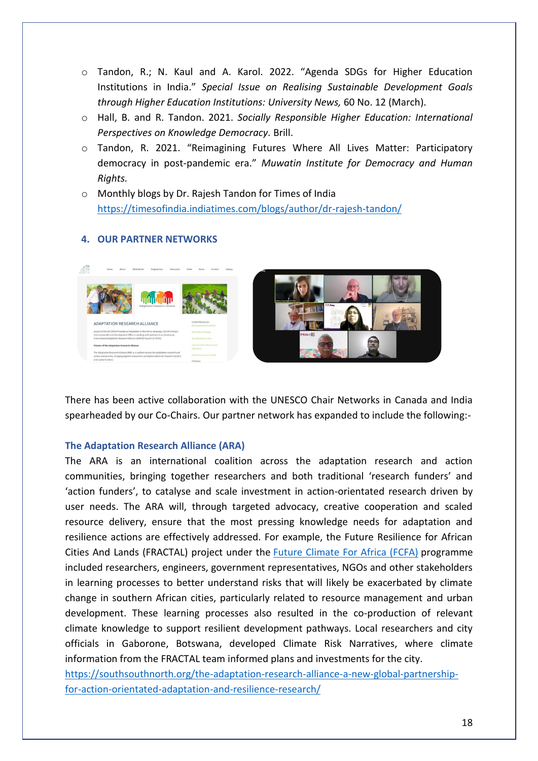- Tandon, R.; N. Kaul and A. Karol. 2022. "Agenda SDGs for Higher Education Institutions in India." *Special Issue on Realising Sustainable Development Goals through Higher Education Institutions: University News,* 60 No. 12 (March).
- Hall, B. and R. Tandon. 2021. *Socially Responsible Higher Education: International Perspectives on Knowledge Democracy*. Brill.
- Tandon, R. 2021. "Reimagining Futures Where All Lives Matter: Participatory democracy in post-pandemic era." *Muwatin Institute for Democracy and Human Rights.*
- Monthly blogs by Dr. Rajesh Tandon for Times of India https://timesofindia.indiatimes.com/blogs/author/dr-rajesh-tandon/

## 4. OUR PARTNER NETWORKS

There has been active collaboration with the UNESCO Chair Networks in Canada and India spearheaded by our Co-Chairs. Our partner network has expanded to include the following:-

### The Adaptation Research Alliance (ARA)

The ARA is an international coalition across the adaptation research and action communities, bringing together researchers and both traditional 'research funders' and 'action funders', to catalyse and scale investment in action-orientated research driven by user needs. The ARA will, through targeted advocacy, creative cooperation and scaled resource delivery, ensure that the most pressing knowledge needs for adaptation and resilience actions are effectively addressed. For example, the Future Resilience for African Cities And Lands (FRACTAL) project under the Future Climate For Africa (FCFA) programme included researchers, engineers, government representatives, NGOs and other stakeholders in learning processes to better understand risks that will likely be exacerbated by climate change in southern African cities, particularly related to resource management and urban development. These learning processes also resulted in the co-production of relevant climate knowledge to support resilient development pathways. Local researchers and city officials in Gaborone, Botswana, developed Climate Risk Narratives, where climate information from the FRACTAL team informed plans and investments for the city. https://southsouthnorth.org/the-adaptation-research-alliance-a-new-global-partnership-for-action-orientated-adaptation-and-resilience-research/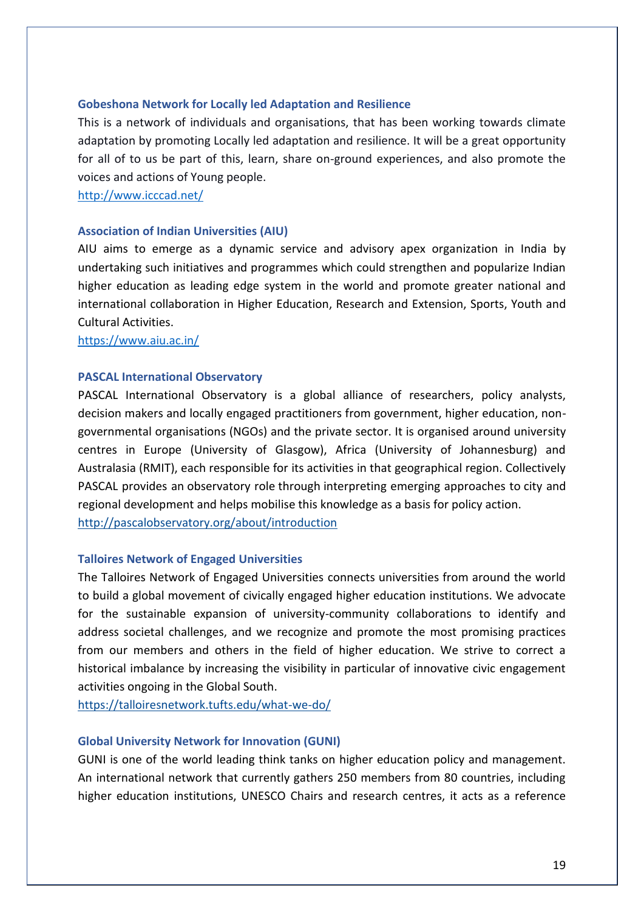### Gobeshona Network for Locally led Adaptation and Resilience

This is a network of individuals and organisations, that has been working towards climate adaptation by promoting Locally led adaptation and resilience. It will be a great opportunity for all of to us be part of this, learn, share on-ground experiences, and also promote the voices and actions of Young people.

http://www.icccad.net/

### Association of Indian Universities (AIU)

AIU aims to emerge as a dynamic service and advisory apex organization in India by undertaking such initiatives and programmes which could strengthen and popularize Indian higher education as leading edge system in the world and promote greater national and international collaboration in Higher Education, Research and Extension, Sports, Youth and Cultural Activities.

https://www.aiu.ac.in/

### PASCAL International Observatory

PASCAL International Observatory is a global alliance of researchers, policy analysts, decision makers and locally engaged practitioners from government, higher education, non-governmental organisations (NGOs) and the private sector. It is organised around university centres in Europe (University of Glasgow), Africa (University of Johannesburg) and Australasia (RMIT), each responsible for its activities in that geographical region. Collectively PASCAL provides an observatory role through interpreting emerging approaches to city and regional development and helps mobilise this knowledge as a basis for policy action.

http://pascalobservatory.org/about/introduction

### Talloires Network of Engaged Universities

The Talloires Network of Engaged Universities connects universities from around the world to build a global movement of civically engaged higher education institutions. We advocate for the sustainable expansion of university-community collaborations to identify and address societal challenges, and we recognize and promote the most promising practices from our members and others in the field of higher education. We strive to correct a historical imbalance by increasing the visibility in particular of innovative civic engagement activities ongoing in the Global South.

https://talloiresnetwork.tufts.edu/what-we-do/

### Global University Network for Innovation (GUNI)

GUNI is one of the world leading think tanks on higher education policy and management. An international network that currently gathers 250 members from 80 countries, including higher education institutions, UNESCO Chairs and research centres, it acts as a reference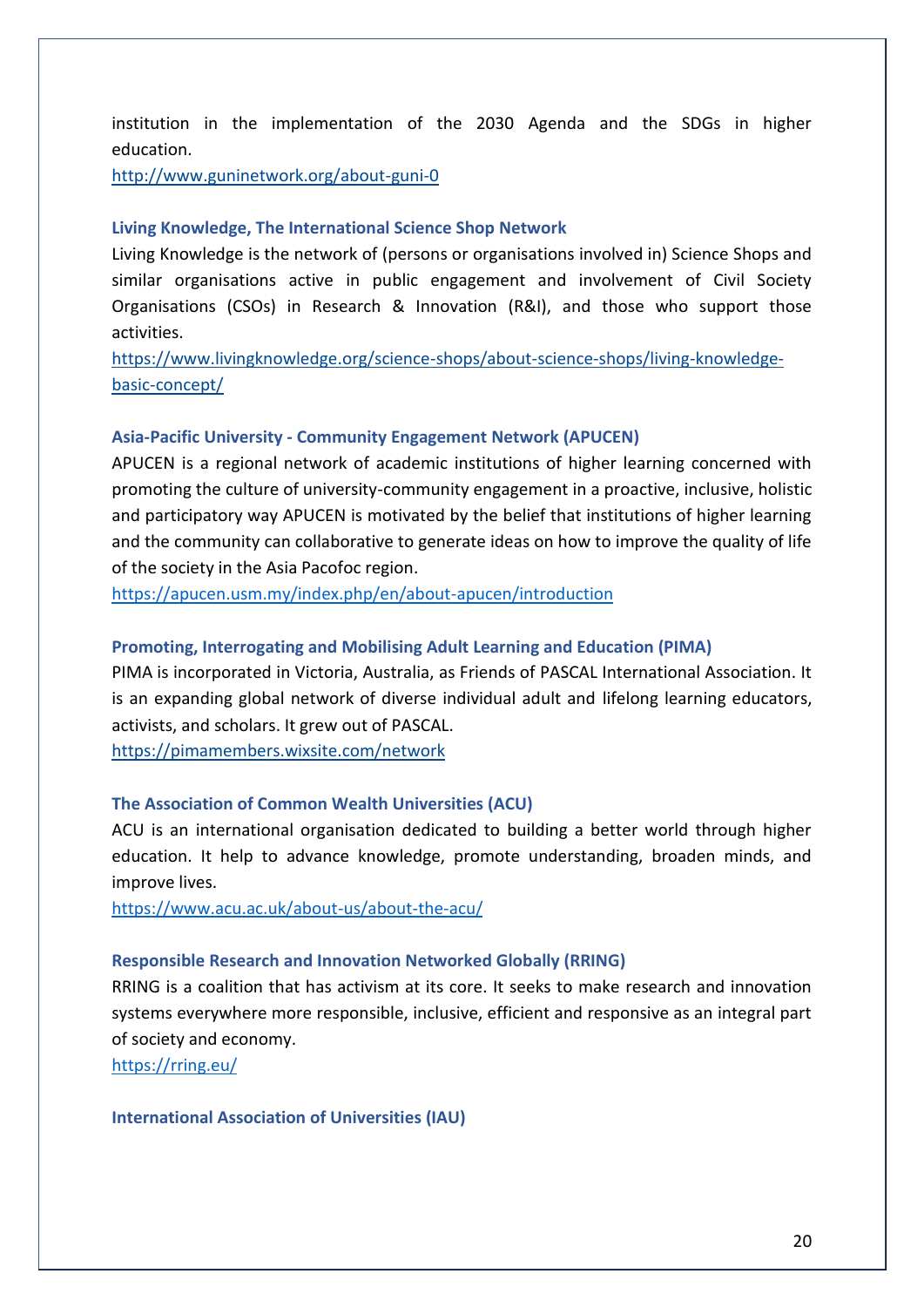institution in the implementation of the 2030 Agenda and the SDGs in higher education.

http://www.guninetwork.org/about-guni-0

**Living Knowledge, The International Science Shop Network**

Living Knowledge is the network of (persons or organisations involved in) Science Shops and similar organisations active in public engagement and involvement of Civil Society Organisations (CSOs) in Research & Innovation (R&I), and those who support those activities.

https://www.livingknowledge.org/science-shops/about-science-shops/living-knowledge-basic-concept/

**Asia-Pacific University - Community Engagement Network (APUCEN)**

APUCEN is a regional network of academic institutions of higher learning concerned with promoting the culture of university-community engagement in a proactive, inclusive, holistic and participatory way APUCEN is motivated by the belief that institutions of higher learning and the community can collaborative to generate ideas on how to improve the quality of life of the society in the Asia Pacofoc region.

https://apucen.usm.my/index.php/en/about-apucen/introduction

**Promoting, Interrogating and Mobilising Adult Learning and Education (PIMA)**

PIMA is incorporated in Victoria, Australia, as Friends of PASCAL International Association. It is an expanding global network of diverse individual adult and lifelong learning educators, activists, and scholars. It grew out of PASCAL.

https://pimamembers.wixsite.com/network

**The Association of Common Wealth Universities (ACU)**

ACU is an international organisation dedicated to building a better world through higher education. It help to advance knowledge, promote understanding, broaden minds, and improve lives.

https://www.acu.ac.uk/about-us/about-the-acu/

**Responsible Research and Innovation Networked Globally (RRING)**

RRING is a coalition that has activism at its core. It seeks to make research and innovation systems everywhere more responsible, inclusive, efficient and responsive as an integral part of society and economy.

https://rring.eu/

**International Association of Universities (IAU)**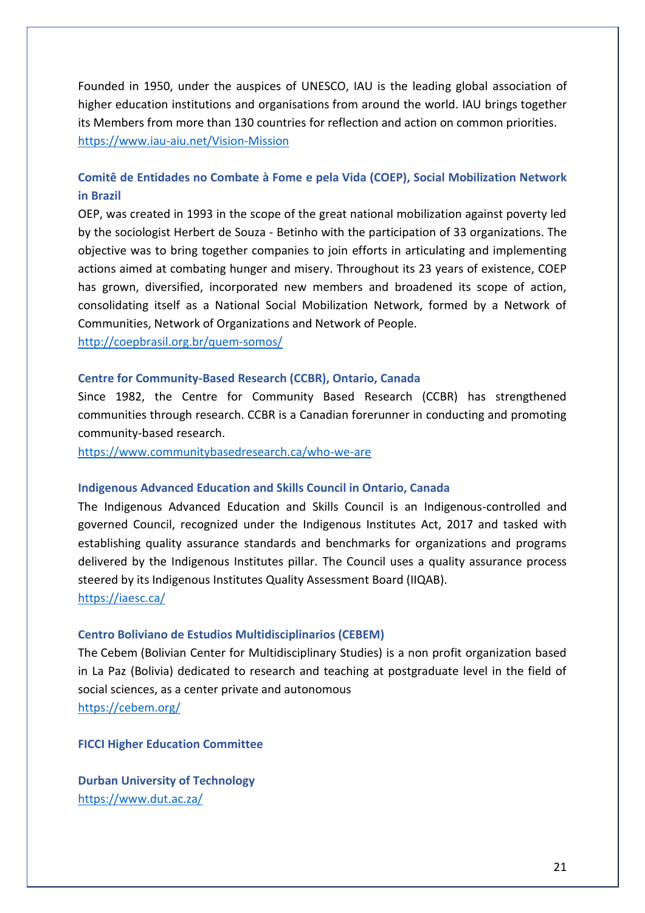Founded in 1950, under the auspices of UNESCO, IAU is the leading global association of higher education institutions and organisations from around the world. IAU brings together its Members from more than 130 countries for reflection and action on common priorities.
https://www.iau-aiu.net/Vision-Mission

### Comitê de Entidades no Combate à Fome e pela Vida (COEP), Social Mobilization Network in Brazil

OEP, was created in 1993 in the scope of the great national mobilization against poverty led by the sociologist Herbert de Souza - Betinho with the participation of 33 organizations. The objective was to bring together companies to join efforts in articulating and implementing actions aimed at combating hunger and misery. Throughout its 23 years of existence, COEP has grown, diversified, incorporated new members and broadened its scope of action, consolidating itself as a National Social Mobilization Network, formed by a Network of Communities, Network of Organizations and Network of People.
http://coepbrasil.org.br/quem-somos/

### Centre for Community-Based Research (CCBR), Ontario, Canada

Since 1982, the Centre for Community Based Research (CCBR) has strengthened communities through research. CCBR is a Canadian forerunner in conducting and promoting community-based research.
https://www.communitybasedresearch.ca/who-we-are

### Indigenous Advanced Education and Skills Council in Ontario, Canada

The Indigenous Advanced Education and Skills Council is an Indigenous-controlled and governed Council, recognized under the Indigenous Institutes Act, 2017 and tasked with establishing quality assurance standards and benchmarks for organizations and programs delivered by the Indigenous Institutes pillar. The Council uses a quality assurance process steered by its Indigenous Institutes Quality Assessment Board (IIQAB).
https://iaesc.ca/

### Centro Boliviano de Estudios Multidisciplinarios (CEBEM)

The Cebem (Bolivian Center for Multidisciplinary Studies) is a non profit organization based in La Paz (Bolivia) dedicated to research and teaching at postgraduate level in the field of social sciences, as a center private and autonomous
https://cebem.org/

### FICCI Higher Education Committee

### Durban University of Technology

https://www.dut.ac.za/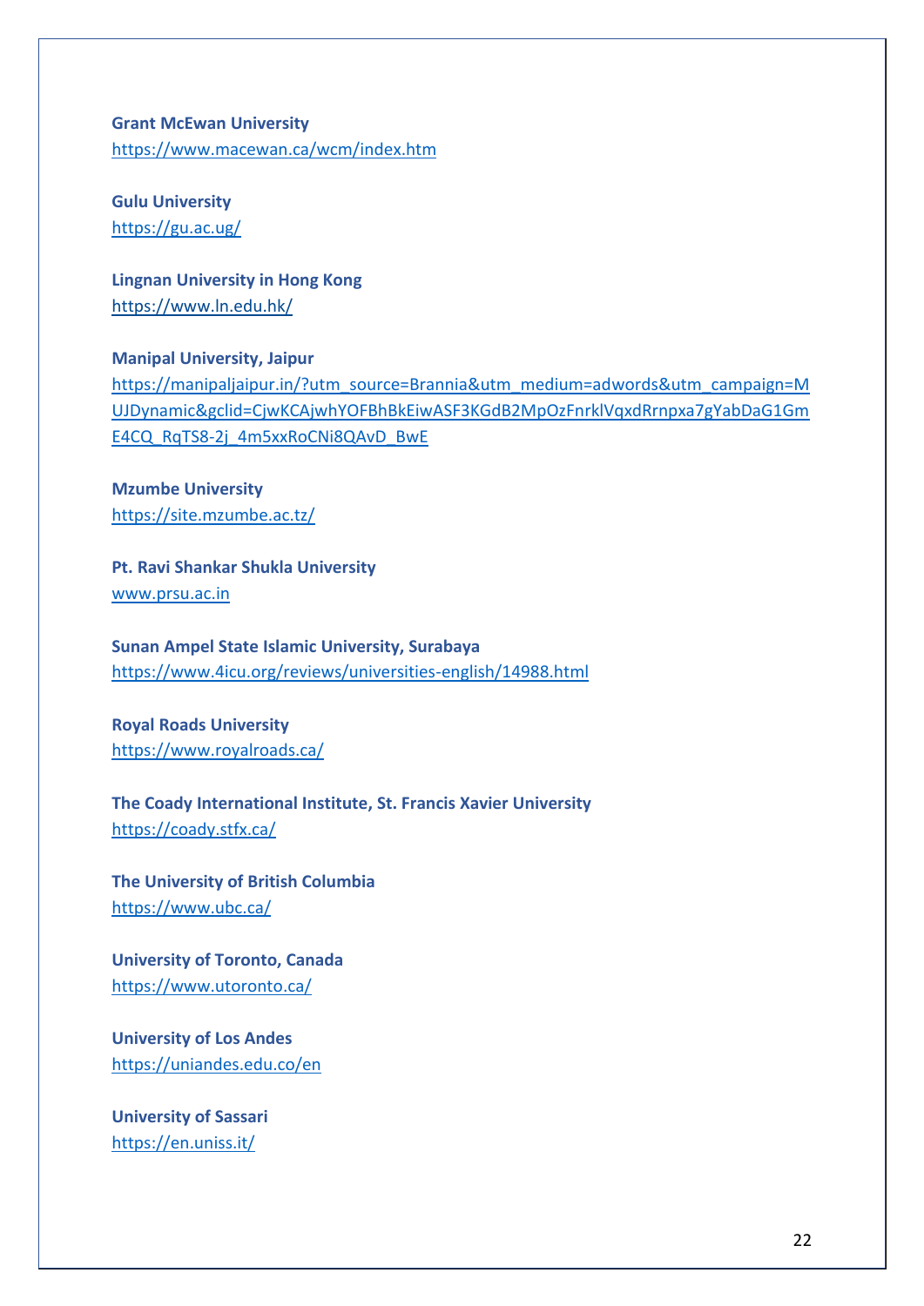**Grant McEwan University**
https://www.macewan.ca/wcm/index.htm

**Gulu University**
https://gu.ac.ug/

**Lingnan University in Hong Kong**
https://www.ln.edu.hk/

**Manipal University, Jaipur**
https://manipaljaipur.in/?utm_source=Brannia&utm_medium=adwords&utm_campaign=MUJDynamic&gclid=CjwKCAjwhYOFBhBkEiwASF3KGdB2MpOzFnrklVqxdRrnpxa7gYabDaG1GmE4CQ_RqTS8-2j_4m5xxRoCNi8QAvD_BwE

**Mzumbe University**
https://site.mzumbe.ac.tz/

**Pt. Ravi Shankar Shukla University**
www.prsu.ac.in

**Sunan Ampel State Islamic University, Surabaya**
https://www.4icu.org/reviews/universities-english/14988.html

**Royal Roads University**
https://www.royalroads.ca/

**The Coady International Institute, St. Francis Xavier University**
https://coady.stfx.ca/

**The University of British Columbia**
https://www.ubc.ca/

**University of Toronto, Canada**
https://www.utoronto.ca/

**University of Los Andes**
https://uniandes.edu.co/en

**University of Sassari**
https://en.uniss.it/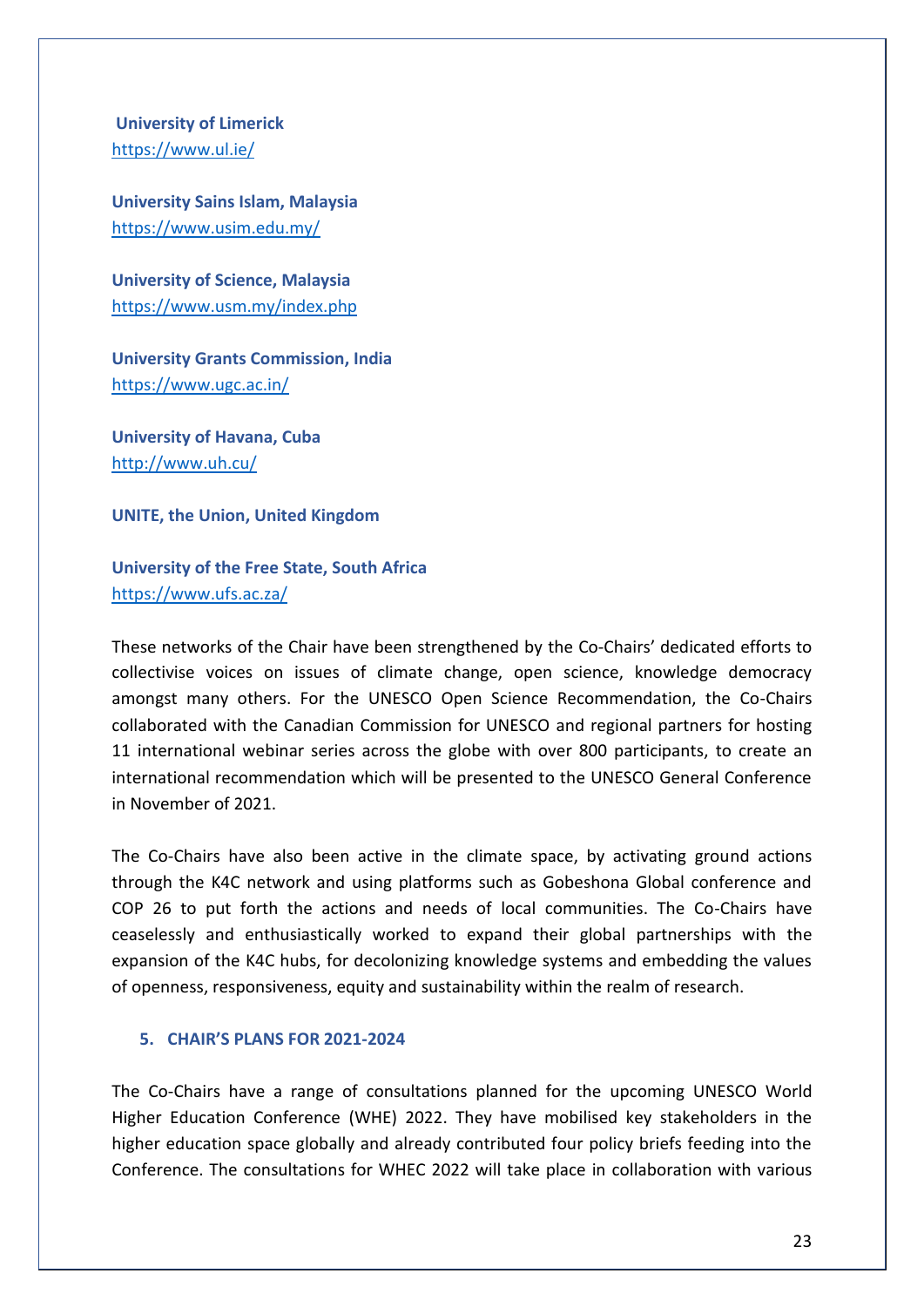**University of Limerick**
https://www.ul.ie/

**University Sains Islam, Malaysia**
https://www.usim.edu.my/

**University of Science, Malaysia**
https://www.usm.my/index.php

**University Grants Commission, India**
https://www.ugc.ac.in/

**University of Havana, Cuba**
http://www.uh.cu/

**UNITE, the Union, United Kingdom**

**University of the Free State, South Africa**
https://www.ufs.ac.za/

These networks of the Chair have been strengthened by the Co-Chairs' dedicated efforts to collectivise voices on issues of climate change, open science, knowledge democracy amongst many others. For the UNESCO Open Science Recommendation, the Co-Chairs collaborated with the Canadian Commission for UNESCO and regional partners for hosting 11 international webinar series across the globe with over 800 participants, to create an international recommendation which will be presented to the UNESCO General Conference in November of 2021.

The Co-Chairs have also been active in the climate space, by activating ground actions through the K4C network and using platforms such as Gobeshona Global conference and COP 26 to put forth the actions and needs of local communities. The Co-Chairs have ceaselessly and enthusiastically worked to expand their global partnerships with the expansion of the K4C hubs, for decolonizing knowledge systems and embedding the values of openness, responsiveness, equity and sustainability within the realm of research.

## 5. CHAIR'S PLANS FOR 2021-2024

The Co-Chairs have a range of consultations planned for the upcoming UNESCO World Higher Education Conference (WHE) 2022. They have mobilised key stakeholders in the higher education space globally and already contributed four policy briefs feeding into the Conference. The consultations for WHEC 2022 will take place in collaboration with various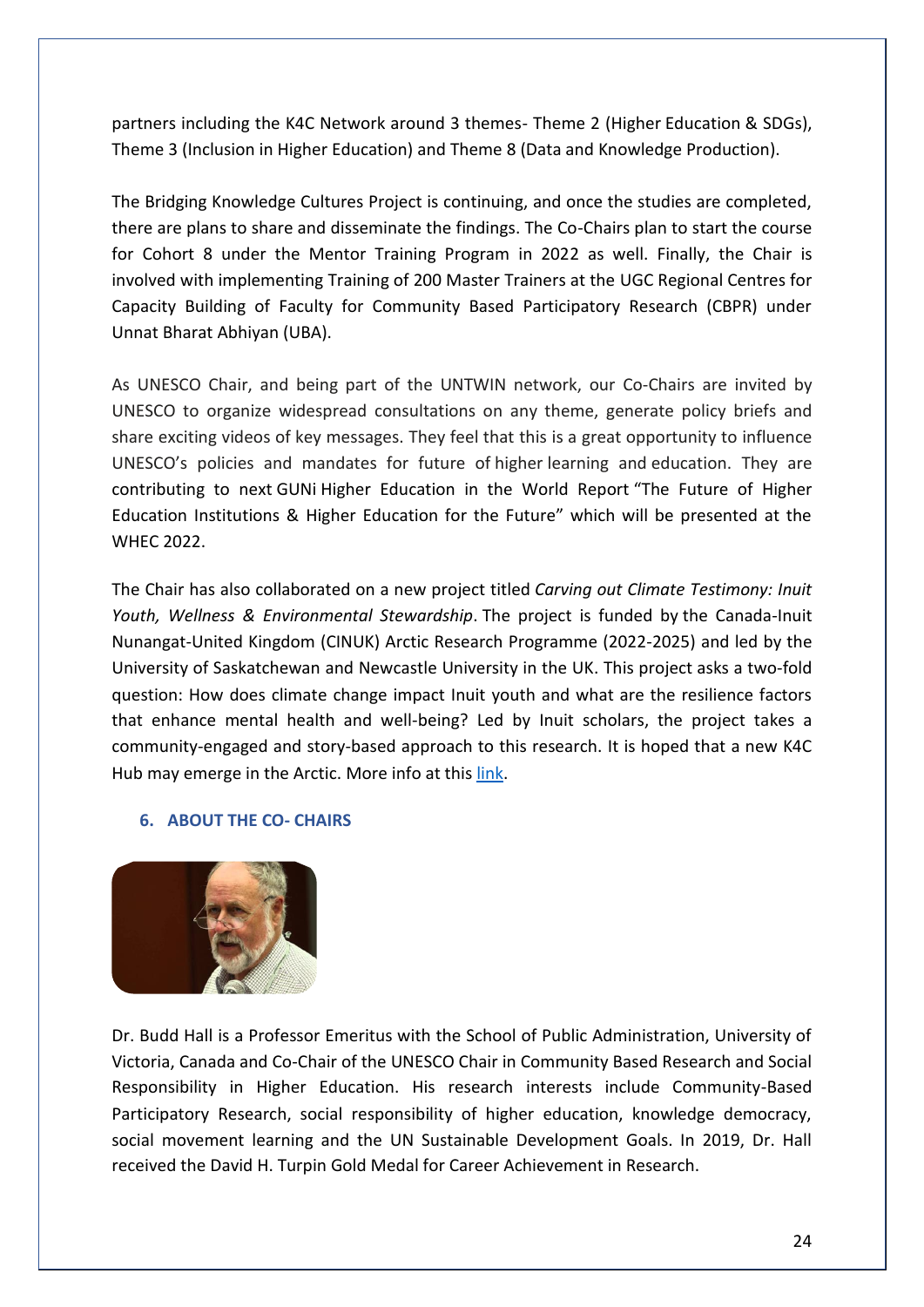partners including the K4C Network around 3 themes- Theme 2 (Higher Education & SDGs), Theme 3 (Inclusion in Higher Education) and Theme 8 (Data and Knowledge Production).

The Bridging Knowledge Cultures Project is continuing, and once the studies are completed, there are plans to share and disseminate the findings. The Co-Chairs plan to start the course for Cohort 8 under the Mentor Training Program in 2022 as well. Finally, the Chair is involved with implementing Training of 200 Master Trainers at the UGC Regional Centres for Capacity Building of Faculty for Community Based Participatory Research (CBPR) under Unnat Bharat Abhiyan (UBA).

As UNESCO Chair, and being part of the UNTWIN network, our Co-Chairs are invited by UNESCO to organize widespread consultations on any theme, generate policy briefs and share exciting videos of key messages. They feel that this is a great opportunity to influence UNESCO's policies and mandates for future of higher learning and education. They are contributing to next GUNi Higher Education in the World Report "The Future of Higher Education Institutions & Higher Education for the Future" which will be presented at the WHEC 2022.

The Chair has also collaborated on a new project titled *Carving out Climate Testimony: Inuit Youth, Wellness & Environmental Stewardship*. The project is funded by the Canada-Inuit Nunangat-United Kingdom (CINUK) Arctic Research Programme (2022-2025) and led by the University of Saskatchewan and Newcastle University in the UK. This project asks a two-fold question: How does climate change impact Inuit youth and what are the resilience factors that enhance mental health and well-being? Led by Inuit scholars, the project takes a community-engaged and story-based approach to this research. It is hoped that a new K4C Hub may emerge in the Arctic. More info at this link.

## 6. ABOUT THE CO- CHAIRS

Dr. Budd Hall is a Professor Emeritus with the School of Public Administration, University of Victoria, Canada and Co-Chair of the UNESCO Chair in Community Based Research and Social Responsibility in Higher Education. His research interests include Community-Based Participatory Research, social responsibility of higher education, knowledge democracy, social movement learning and the UN Sustainable Development Goals. In 2019, Dr. Hall received the David H. Turpin Gold Medal for Career Achievement in Research.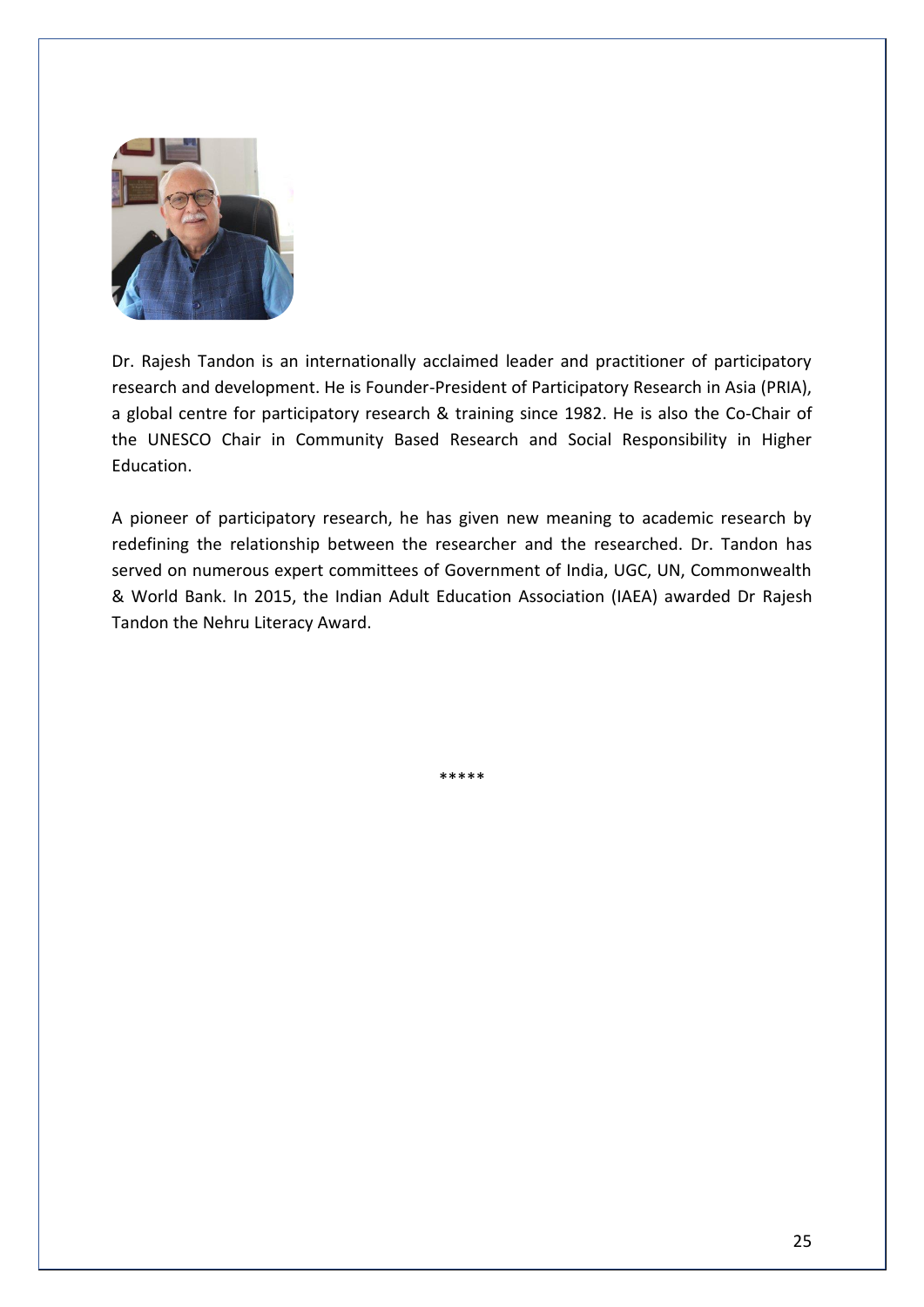Dr. Rajesh Tandon is an internationally acclaimed leader and practitioner of participatory research and development. He is Founder-President of Participatory Research in Asia (PRIA), a global centre for participatory research & training since 1982. He is also the Co-Chair of the UNESCO Chair in Community Based Research and Social Responsibility in Higher Education.

A pioneer of participatory research, he has given new meaning to academic research by redefining the relationship between the researcher and the researched. Dr. Tandon has served on numerous expert committees of Government of India, UGC, UN, Commonwealth & World Bank. In 2015, the Indian Adult Education Association (IAEA) awarded Dr Rajesh Tandon the Nehru Literacy Award.

*****